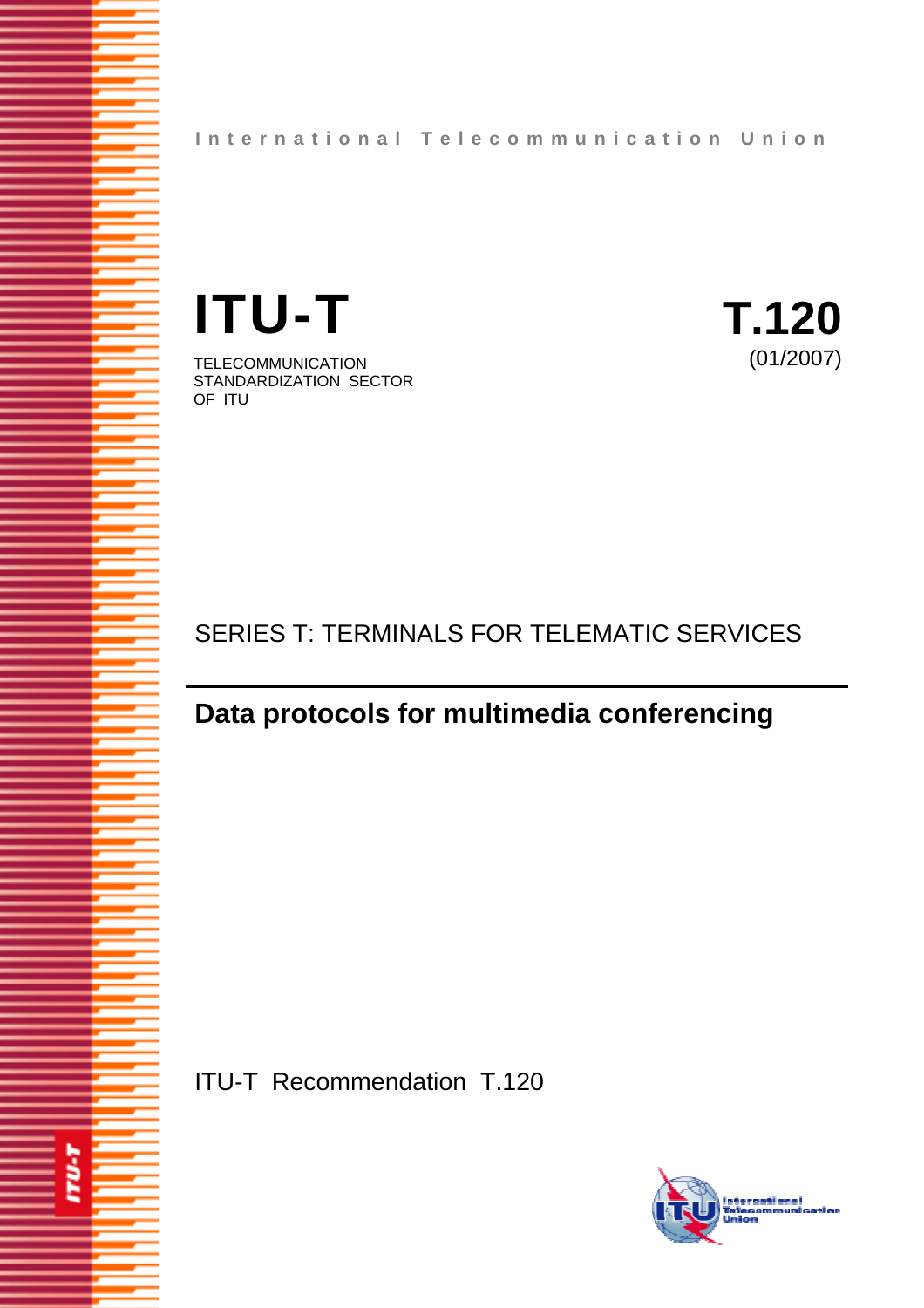International Telecommunication Union

# ITU-T

TELECOMMUNICATION STANDARDIZATION SECTOR OF ITU

**T.120**

(01/2007)

SERIES T: TERMINALS FOR TELEMATIC SERVICES

---

## Data protocols for multimedia conferencing

ITU-T Recommendation T.120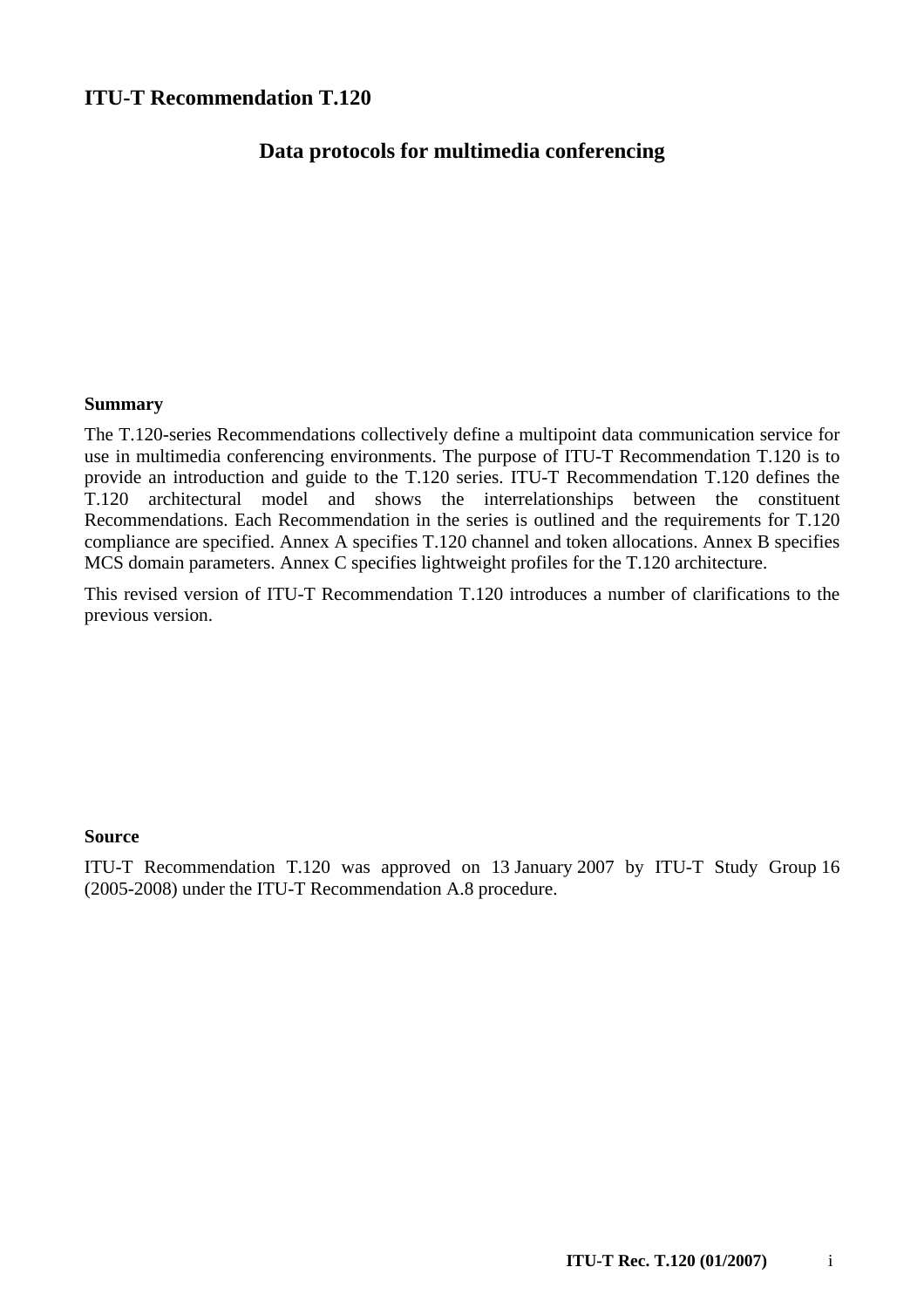# ITU-T Recommendation T.120

## Data protocols for multimedia conferencing

### Summary

The T.120-series Recommendations collectively define a multipoint data communication service for use in multimedia conferencing environments. The purpose of ITU-T Recommendation T.120 is to provide an introduction and guide to the T.120 series. ITU-T Recommendation T.120 defines the T.120 architectural model and shows the interrelationships between the constituent Recommendations. Each Recommendation in the series is outlined and the requirements for T.120 compliance are specified. Annex A specifies T.120 channel and token allocations. Annex B specifies MCS domain parameters. Annex C specifies lightweight profiles for the T.120 architecture.

This revised version of ITU-T Recommendation T.120 introduces a number of clarifications to the previous version.

### Source

ITU-T Recommendation T.120 was approved on 13 January 2007 by ITU-T Study Group 16 (2005-2008) under the ITU-T Recommendation A.8 procedure.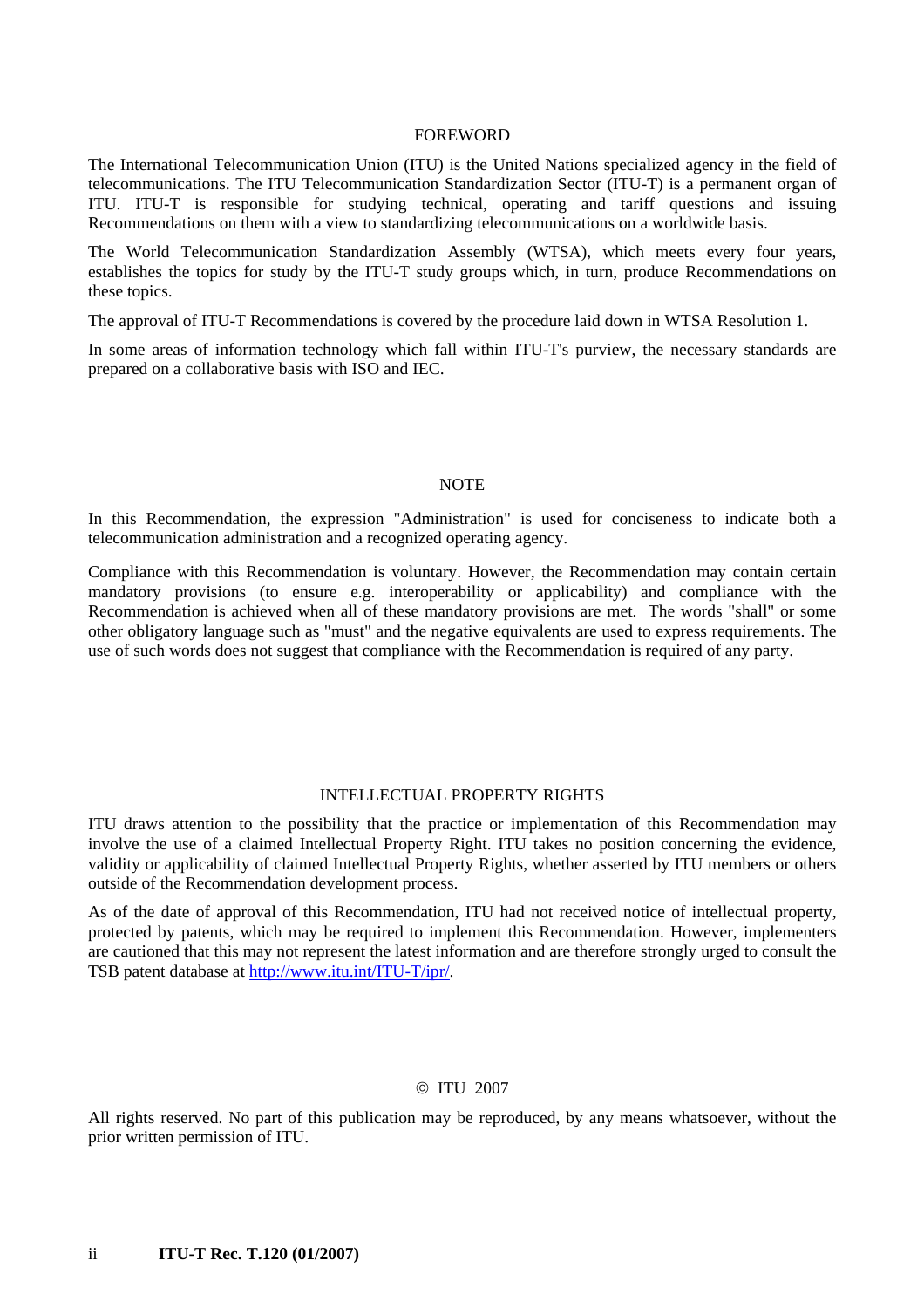## FOREWORD

The International Telecommunication Union (ITU) is the United Nations specialized agency in the field of telecommunications. The ITU Telecommunication Standardization Sector (ITU-T) is a permanent organ of ITU. ITU-T is responsible for studying technical, operating and tariff questions and issuing Recommendations on them with a view to standardizing telecommunications on a worldwide basis.

The World Telecommunication Standardization Assembly (WTSA), which meets every four years, establishes the topics for study by the ITU-T study groups which, in turn, produce Recommendations on these topics.

The approval of ITU-T Recommendations is covered by the procedure laid down in WTSA Resolution 1.

In some areas of information technology which fall within ITU-T's purview, the necessary standards are prepared on a collaborative basis with ISO and IEC.

## NOTE

In this Recommendation, the expression "Administration" is used for conciseness to indicate both a telecommunication administration and a recognized operating agency.

Compliance with this Recommendation is voluntary. However, the Recommendation may contain certain mandatory provisions (to ensure e.g. interoperability or applicability) and compliance with the Recommendation is achieved when all of these mandatory provisions are met. The words "shall" or some other obligatory language such as "must" and the negative equivalents are used to express requirements. The use of such words does not suggest that compliance with the Recommendation is required of any party.

## INTELLECTUAL PROPERTY RIGHTS

ITU draws attention to the possibility that the practice or implementation of this Recommendation may involve the use of a claimed Intellectual Property Right. ITU takes no position concerning the evidence, validity or applicability of claimed Intellectual Property Rights, whether asserted by ITU members or others outside of the Recommendation development process.

As of the date of approval of this Recommendation, ITU had not received notice of intellectual property, protected by patents, which may be required to implement this Recommendation. However, implementers are cautioned that this may not represent the latest information and are therefore strongly urged to consult the TSB patent database at http://www.itu.int/ITU-T/ipr/.

© ITU 2007

All rights reserved. No part of this publication may be reproduced, by any means whatsoever, without the prior written permission of ITU.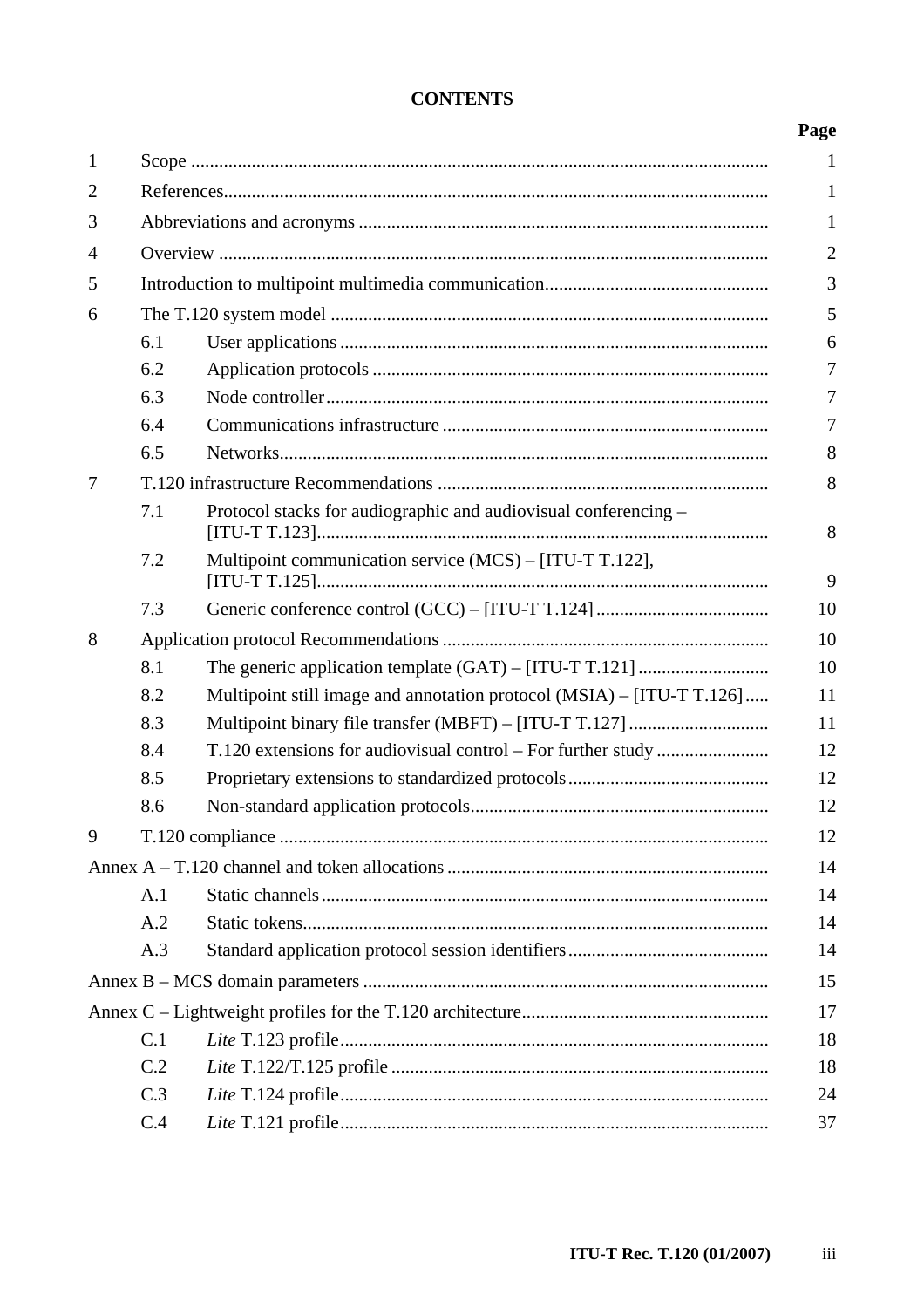# CONTENTS

| | | Page |
|---|---|---|
| 1 | Scope | 1 |
| 2 | References | 1 |
| 3 | Abbreviations and acronyms | 1 |
| 4 | Overview | 2 |
| 5 | Introduction to multipoint multimedia communication | 3 |
| 6 | The T.120 system model | 5 |
| 6.1 | User applications | 6 |
| 6.2 | Application protocols | 7 |
| 6.3 | Node controller | 7 |
| 6.4 | Communications infrastructure | 7 |
| 6.5 | Networks | 8 |
| 7 | T.120 infrastructure Recommendations | 8 |
| 7.1 | Protocol stacks for audiographic and audiovisual conferencing – [ITU-T T.123] | 8 |
| 7.2 | Multipoint communication service (MCS) – [ITU-T T.122], [ITU-T T.125] | 9 |
| 7.3 | Generic conference control (GCC) – [ITU-T T.124] | 10 |
| 8 | Application protocol Recommendations | 10 |
| 8.1 | The generic application template (GAT) – [ITU-T T.121] | 10 |
| 8.2 | Multipoint still image and annotation protocol (MSIA) – [ITU-T T.126] | 11 |
| 8.3 | Multipoint binary file transfer (MBFT) – [ITU-T T.127] | 11 |
| 8.4 | T.120 extensions for audiovisual control – For further study | 12 |
| 8.5 | Proprietary extensions to standardized protocols | 12 |
| 8.6 | Non-standard application protocols | 12 |
| 9 | T.120 compliance | 12 |
| Annex A | – T.120 channel and token allocations | 14 |
| A.1 | Static channels | 14 |
| A.2 | Static tokens | 14 |
| A.3 | Standard application protocol session identifiers | 14 |
| Annex B | – MCS domain parameters | 15 |
| Annex C | – Lightweight profiles for the T.120 architecture | 17 |
| C.1 | *Lite* T.123 profile | 18 |
| C.2 | *Lite* T.122/T.125 profile | 18 |
| C.3 | *Lite* T.124 profile | 24 |
| C.4 | *Lite* T.121 profile | 37 |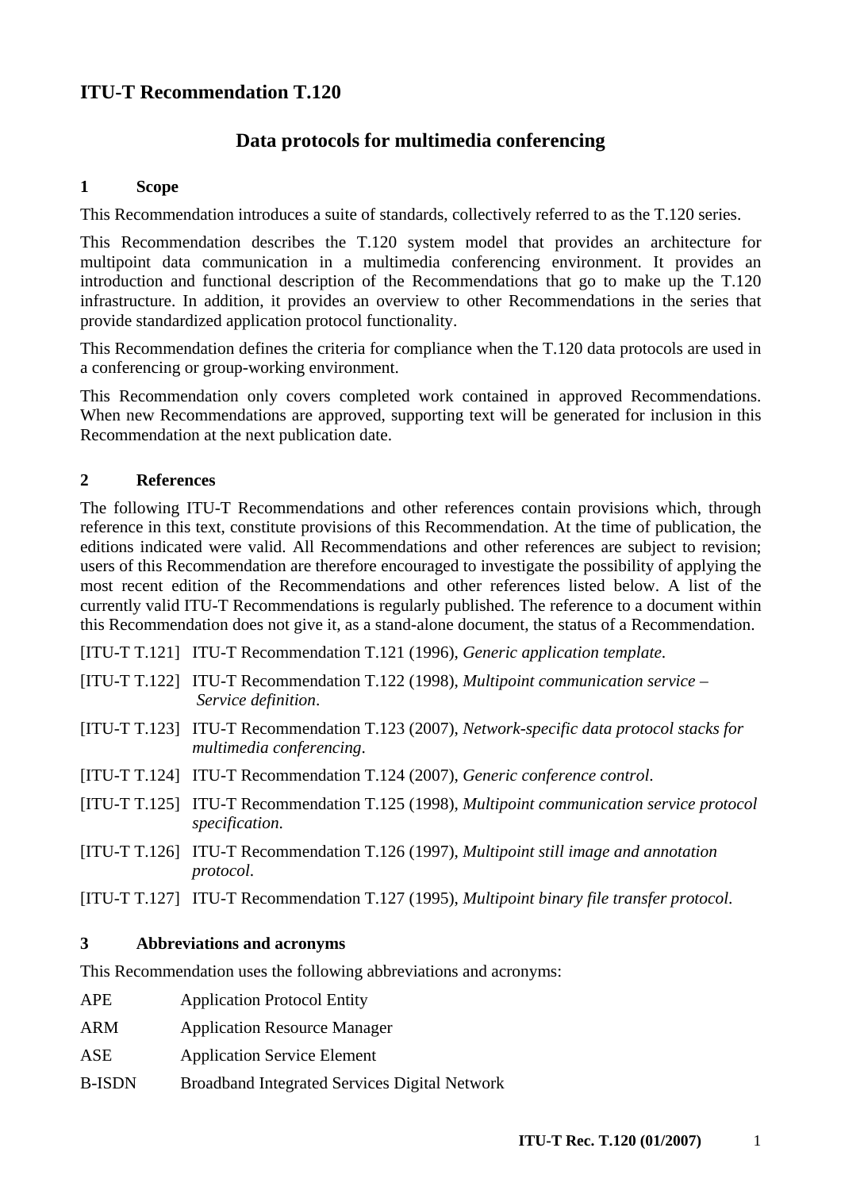# ITU-T Recommendation T.120

## Data protocols for multimedia conferencing

### 1 Scope

This Recommendation introduces a suite of standards, collectively referred to as the T.120 series.

This Recommendation describes the T.120 system model that provides an architecture for multipoint data communication in a multimedia conferencing environment. It provides an introduction and functional description of the Recommendations that go to make up the T.120 infrastructure. In addition, it provides an overview to other Recommendations in the series that provide standardized application protocol functionality.

This Recommendation defines the criteria for compliance when the T.120 data protocols are used in a conferencing or group-working environment.

This Recommendation only covers completed work contained in approved Recommendations. When new Recommendations are approved, supporting text will be generated for inclusion in this Recommendation at the next publication date.

### 2 References

The following ITU-T Recommendations and other references contain provisions which, through reference in this text, constitute provisions of this Recommendation. At the time of publication, the editions indicated were valid. All Recommendations and other references are subject to revision; users of this Recommendation are therefore encouraged to investigate the possibility of applying the most recent edition of the Recommendations and other references listed below. A list of the currently valid ITU-T Recommendations is regularly published. The reference to a document within this Recommendation does not give it, as a stand-alone document, the status of a Recommendation.

[ITU-T T.121] ITU-T Recommendation T.121 (1996), *Generic application template*.

[ITU-T T.122] ITU-T Recommendation T.122 (1998), *Multipoint communication service – Service definition*.

[ITU-T T.123] ITU-T Recommendation T.123 (2007), *Network-specific data protocol stacks for multimedia conferencing*.

[ITU-T T.124] ITU-T Recommendation T.124 (2007), *Generic conference control*.

[ITU-T T.125] ITU-T Recommendation T.125 (1998), *Multipoint communication service protocol specification*.

[ITU-T T.126] ITU-T Recommendation T.126 (1997), *Multipoint still image and annotation protocol*.

[ITU-T T.127] ITU-T Recommendation T.127 (1995), *Multipoint binary file transfer protocol*.

### 3 Abbreviations and acronyms

This Recommendation uses the following abbreviations and acronyms:

APE Application Protocol Entity

ARM Application Resource Manager

ASE Application Service Element

B-ISDN Broadband Integrated Services Digital Network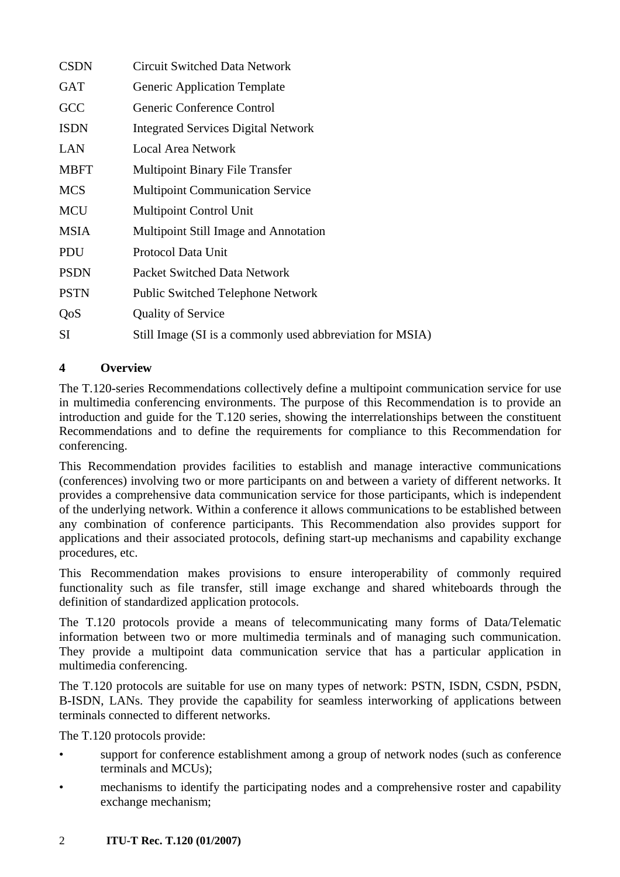CSDN Circuit Switched Data Network

GAT Generic Application Template

GCC Generic Conference Control

ISDN Integrated Services Digital Network

LAN Local Area Network

MBFT Multipoint Binary File Transfer

MCS Multipoint Communication Service

MCU Multipoint Control Unit

MSIA Multipoint Still Image and Annotation

PDU Protocol Data Unit

PSDN Packet Switched Data Network

PSTN Public Switched Telephone Network

QoS Quality of Service

SI Still Image (SI is a commonly used abbreviation for MSIA)

## 4 Overview

The T.120-series Recommendations collectively define a multipoint communication service for use in multimedia conferencing environments. The purpose of this Recommendation is to provide an introduction and guide for the T.120 series, showing the interrelationships between the constituent Recommendations and to define the requirements for compliance to this Recommendation for conferencing.

This Recommendation provides facilities to establish and manage interactive communications (conferences) involving two or more participants on and between a variety of different networks. It provides a comprehensive data communication service for those participants, which is independent of the underlying network. Within a conference it allows communications to be established between any combination of conference participants. This Recommendation also provides support for applications and their associated protocols, defining start-up mechanisms and capability exchange procedures, etc.

This Recommendation makes provisions to ensure interoperability of commonly required functionality such as file transfer, still image exchange and shared whiteboards through the definition of standardized application protocols.

The T.120 protocols provide a means of telecommunicating many forms of Data/Telematic information between two or more multimedia terminals and of managing such communication. They provide a multipoint data communication service that has a particular application in multimedia conferencing.

The T.120 protocols are suitable for use on many types of network: PSTN, ISDN, CSDN, PSDN, B-ISDN, LANs. They provide the capability for seamless interworking of applications between terminals connected to different networks.

The T.120 protocols provide:

- support for conference establishment among a group of network nodes (such as conference terminals and MCUs);
- mechanisms to identify the participating nodes and a comprehensive roster and capability exchange mechanism;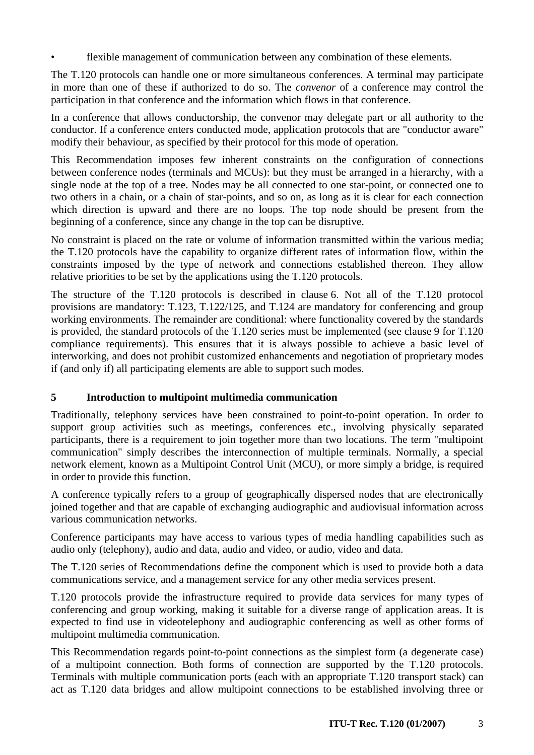- flexible management of communication between any combination of these elements.

The T.120 protocols can handle one or more simultaneous conferences. A terminal may participate in more than one of these if authorized to do so. The *convenor* of a conference may control the participation in that conference and the information which flows in that conference.

In a conference that allows conductorship, the convenor may delegate part or all authority to the conductor. If a conference enters conducted mode, application protocols that are "conductor aware" modify their behaviour, as specified by their protocol for this mode of operation.

This Recommendation imposes few inherent constraints on the configuration of connections between conference nodes (terminals and MCUs): but they must be arranged in a hierarchy, with a single node at the top of a tree. Nodes may be all connected to one star-point, or connected one to two others in a chain, or a chain of star-points, and so on, as long as it is clear for each connection which direction is upward and there are no loops. The top node should be present from the beginning of a conference, since any change in the top can be disruptive.

No constraint is placed on the rate or volume of information transmitted within the various media; the T.120 protocols have the capability to organize different rates of information flow, within the constraints imposed by the type of network and connections established thereon. They allow relative priorities to be set by the applications using the T.120 protocols.

The structure of the T.120 protocols is described in clause 6. Not all of the T.120 protocol provisions are mandatory: T.123, T.122/125, and T.124 are mandatory for conferencing and group working environments. The remainder are conditional: where functionality covered by the standards is provided, the standard protocols of the T.120 series must be implemented (see clause 9 for T.120 compliance requirements). This ensures that it is always possible to achieve a basic level of interworking, and does not prohibit customized enhancements and negotiation of proprietary modes if (and only if) all participating elements are able to support such modes.

## 5 Introduction to multipoint multimedia communication

Traditionally, telephony services have been constrained to point-to-point operation. In order to support group activities such as meetings, conferences etc., involving physically separated participants, there is a requirement to join together more than two locations. The term "multipoint communication" simply describes the interconnection of multiple terminals. Normally, a special network element, known as a Multipoint Control Unit (MCU), or more simply a bridge, is required in order to provide this function.

A conference typically refers to a group of geographically dispersed nodes that are electronically joined together and that are capable of exchanging audiographic and audiovisual information across various communication networks.

Conference participants may have access to various types of media handling capabilities such as audio only (telephony), audio and data, audio and video, or audio, video and data.

The T.120 series of Recommendations define the component which is used to provide both a data communications service, and a management service for any other media services present.

T.120 protocols provide the infrastructure required to provide data services for many types of conferencing and group working, making it suitable for a diverse range of application areas. It is expected to find use in videotelephony and audiographic conferencing as well as other forms of multipoint multimedia communication.

This Recommendation regards point-to-point connections as the simplest form (a degenerate case) of a multipoint connection. Both forms of connection are supported by the T.120 protocols. Terminals with multiple communication ports (each with an appropriate T.120 transport stack) can act as T.120 data bridges and allow multipoint connections to be established involving three or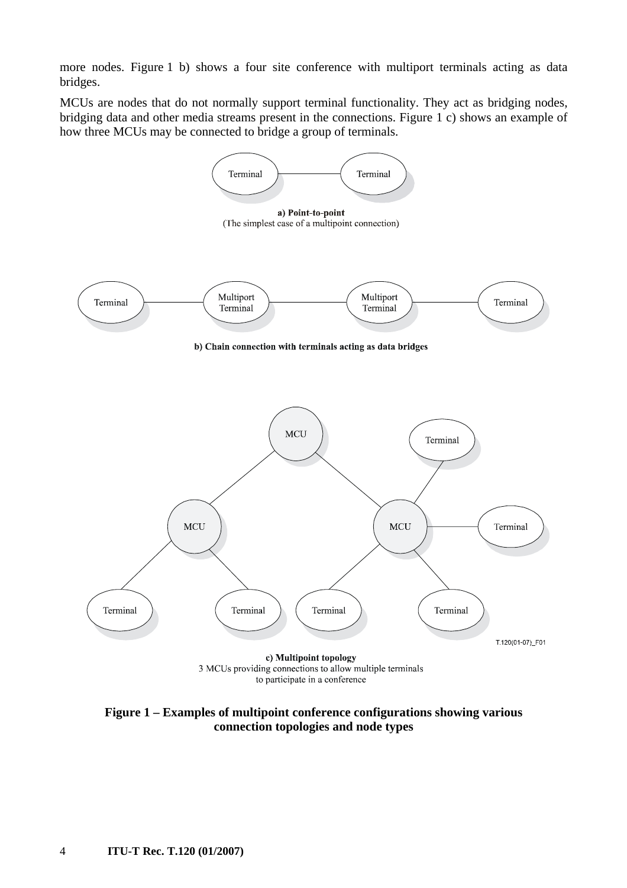more nodes. Figure 1 b) shows a four site conference with multiport terminals acting as data bridges.

MCUs are nodes that do not normally support terminal functionality. They act as bridging nodes, bridging data and other media streams present in the connections. Figure 1 c) shows an example of how three MCUs may be connected to bridge a group of terminals.

**a) Point-to-point**
(The simplest case of a multipoint connection)

**b) Chain connection with terminals acting as data bridges**

**c) Multipoint topology**
3 MCUs providing connections to allow multiple terminals to participate in a conference

**Figure 1 – Examples of multipoint conference configurations showing various connection topologies and node types**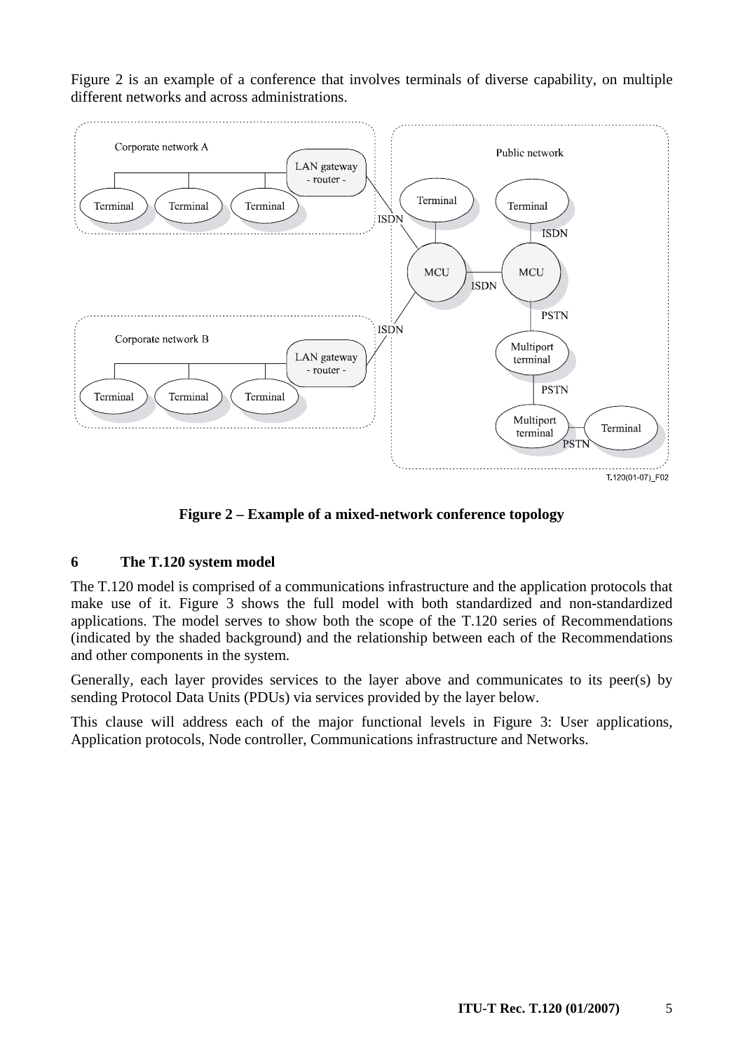Figure 2 is an example of a conference that involves terminals of diverse capability, on multiple different networks and across administrations.

**Figure 2 – Example of a mixed-network conference topology**

## 6 The T.120 system model

The T.120 model is comprised of a communications infrastructure and the application protocols that make use of it. Figure 3 shows the full model with both standardized and non-standardized applications. The model serves to show both the scope of the T.120 series of Recommendations (indicated by the shaded background) and the relationship between each of the Recommendations and other components in the system.

Generally, each layer provides services to the layer above and communicates to its peer(s) by sending Protocol Data Units (PDUs) via services provided by the layer below.

This clause will address each of the major functional levels in Figure 3: User applications, Application protocols, Node controller, Communications infrastructure and Networks.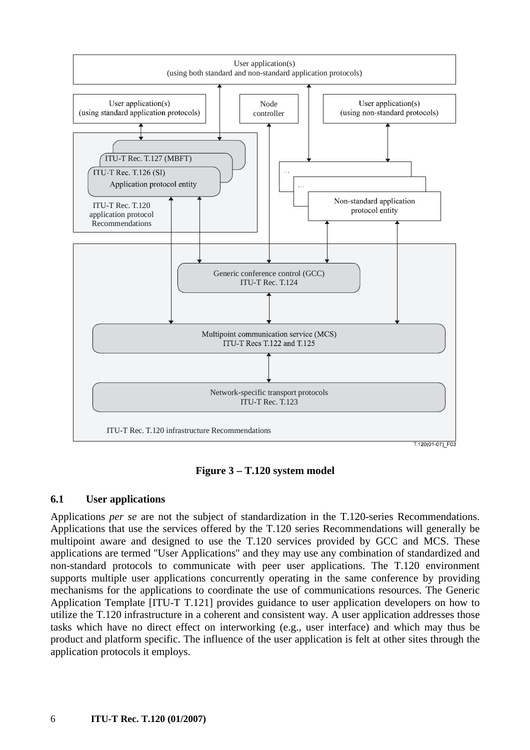User application(s)
(using both standard and non-standard application protocols)

User application(s)
(using standard application protocols)

Node
controller

User application(s)
(using non-standard protocols)

ITU-T Rec. T.127 (MBFT)

ITU-T Rec. T.126 (SI)

Application protocol entity

ITU-T Rec. T.120
application protocol
Recommendations

Non-standard application
protocol entity

Generic conference control (GCC)
ITU-T Rec. T.124

Multipoint communication service (MCS)
ITU-T Recs T.122 and T.125

Network-specific transport protocols
ITU-T Rec. T.123

ITU-T Rec. T.120 infrastructure Recommendations

T.120(01-07)_F03

**Figure 3 – T.120 system model**

### 6.1 User applications

Applications *per se* are not the subject of standardization in the T.120-series Recommendations. Applications that use the services offered by the T.120 series Recommendations will generally be multipoint aware and designed to use the T.120 services provided by GCC and MCS. These applications are termed "User Applications" and they may use any combination of standardized and non-standard protocols to communicate with peer user applications. The T.120 environment supports multiple user applications concurrently operating in the same conference by providing mechanisms for the applications to coordinate the use of communications resources. The Generic Application Template [ITU-T T.121] provides guidance to user application developers on how to utilize the T.120 infrastructure in a coherent and consistent way. A user application addresses those tasks which have no direct effect on interworking (e.g., user interface) and which may thus be product and platform specific. The influence of the user application is felt at other sites through the application protocols it employs.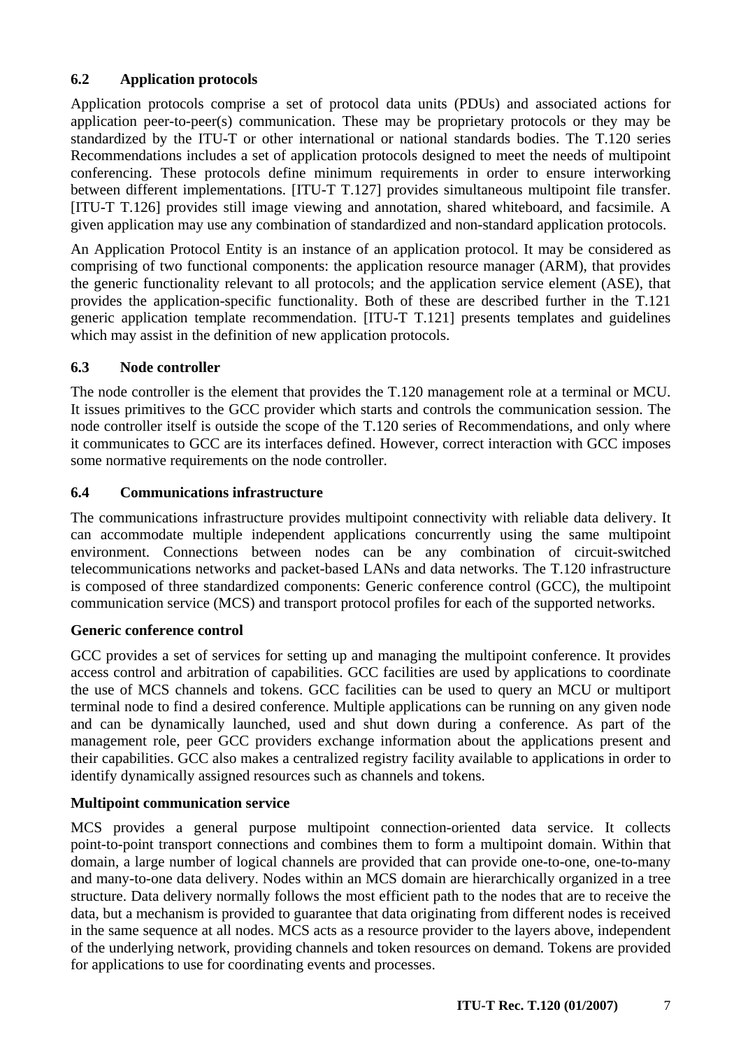### 6.2 Application protocols

Application protocols comprise a set of protocol data units (PDUs) and associated actions for application peer-to-peer(s) communication. These may be proprietary protocols or they may be standardized by the ITU-T or other international or national standards bodies. The T.120 series Recommendations includes a set of application protocols designed to meet the needs of multipoint conferencing. These protocols define minimum requirements in order to ensure interworking between different implementations. [ITU-T T.127] provides simultaneous multipoint file transfer. [ITU-T T.126] provides still image viewing and annotation, shared whiteboard, and facsimile. A given application may use any combination of standardized and non-standard application protocols.

An Application Protocol Entity is an instance of an application protocol. It may be considered as comprising of two functional components: the application resource manager (ARM), that provides the generic functionality relevant to all protocols; and the application service element (ASE), that provides the application-specific functionality. Both of these are described further in the T.121 generic application template recommendation. [ITU-T T.121] presents templates and guidelines which may assist in the definition of new application protocols.

### 6.3 Node controller

The node controller is the element that provides the T.120 management role at a terminal or MCU. It issues primitives to the GCC provider which starts and controls the communication session. The node controller itself is outside the scope of the T.120 series of Recommendations, and only where it communicates to GCC are its interfaces defined. However, correct interaction with GCC imposes some normative requirements on the node controller.

### 6.4 Communications infrastructure

The communications infrastructure provides multipoint connectivity with reliable data delivery. It can accommodate multiple independent applications concurrently using the same multipoint environment. Connections between nodes can be any combination of circuit-switched telecommunications networks and packet-based LANs and data networks. The T.120 infrastructure is composed of three standardized components: Generic conference control (GCC), the multipoint communication service (MCS) and transport protocol profiles for each of the supported networks.

**Generic conference control**

GCC provides a set of services for setting up and managing the multipoint conference. It provides access control and arbitration of capabilities. GCC facilities are used by applications to coordinate the use of MCS channels and tokens. GCC facilities can be used to query an MCU or multiport terminal node to find a desired conference. Multiple applications can be running on any given node and can be dynamically launched, used and shut down during a conference. As part of the management role, peer GCC providers exchange information about the applications present and their capabilities. GCC also makes a centralized registry facility available to applications in order to identify dynamically assigned resources such as channels and tokens.

**Multipoint communication service**

MCS provides a general purpose multipoint connection-oriented data service. It collects point-to-point transport connections and combines them to form a multipoint domain. Within that domain, a large number of logical channels are provided that can provide one-to-one, one-to-many and many-to-one data delivery. Nodes within an MCS domain are hierarchically organized in a tree structure. Data delivery normally follows the most efficient path to the nodes that are to receive the data, but a mechanism is provided to guarantee that data originating from different nodes is received in the same sequence at all nodes. MCS acts as a resource provider to the layers above, independent of the underlying network, providing channels and token resources on demand. Tokens are provided for applications to use for coordinating events and processes.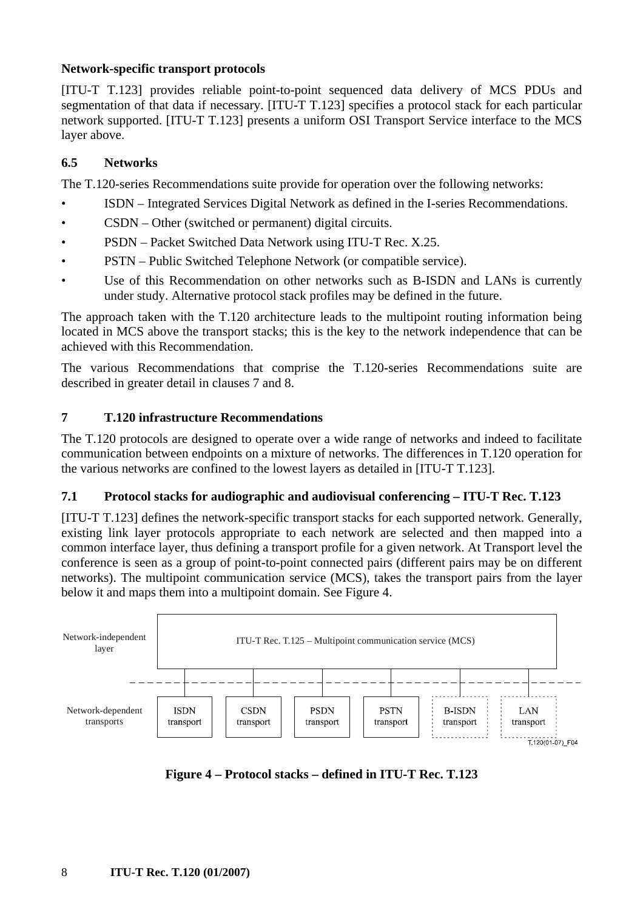**Network-specific transport protocols**

[ITU-T T.123] provides reliable point-to-point sequenced data delivery of MCS PDUs and segmentation of that data if necessary. [ITU-T T.123] specifies a protocol stack for each particular network supported. [ITU-T T.123] presents a uniform OSI Transport Service interface to the MCS layer above.

### 6.5 Networks

The T.120-series Recommendations suite provide for operation over the following networks:

- ISDN – Integrated Services Digital Network as defined in the I-series Recommendations.
- CSDN – Other (switched or permanent) digital circuits.
- PSDN – Packet Switched Data Network using ITU-T Rec. X.25.
- PSTN – Public Switched Telephone Network (or compatible service).
- Use of this Recommendation on other networks such as B-ISDN and LANs is currently under study. Alternative protocol stack profiles may be defined in the future.

The approach taken with the T.120 architecture leads to the multipoint routing information being located in MCS above the transport stacks; this is the key to the network independence that can be achieved with this Recommendation.

The various Recommendations that comprise the T.120-series Recommendations suite are described in greater detail in clauses 7 and 8.

## 7 T.120 infrastructure Recommendations

The T.120 protocols are designed to operate over a wide range of networks and indeed to facilitate communication between endpoints on a mixture of networks. The differences in T.120 operation for the various networks are confined to the lowest layers as detailed in [ITU-T T.123].

### 7.1 Protocol stacks for audiographic and audiovisual conferencing – ITU-T Rec. T.123

[ITU-T T.123] defines the network-specific transport stacks for each supported network. Generally, existing link layer protocols appropriate to each network are selected and then mapped into a common interface layer, thus defining a transport profile for a given network. At Transport level the conference is seen as a group of point-to-point connected pairs (different pairs may be on different networks). The multipoint communication service (MCS), takes the transport pairs from the layer below it and maps them into a multipoint domain. See Figure 4.

Network-independent layer: ITU-T Rec. T.125 – Multipoint communication service (MCS)

Network-dependent transports: ISDN transport, CSDN transport, PSDN transport, PSTN transport, B-ISDN transport, LAN transport

T.120(01-07)_F04

**Figure 4 – Protocol stacks – defined in ITU-T Rec. T.123**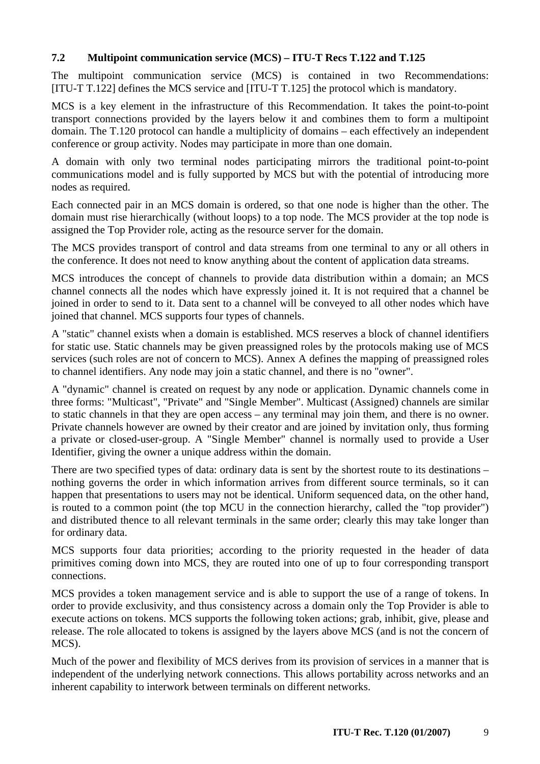### 7.2 Multipoint communication service (MCS) – ITU-T Recs T.122 and T.125

The multipoint communication service (MCS) is contained in two Recommendations: [ITU-T T.122] defines the MCS service and [ITU-T T.125] the protocol which is mandatory.

MCS is a key element in the infrastructure of this Recommendation. It takes the point-to-point transport connections provided by the layers below it and combines them to form a multipoint domain. The T.120 protocol can handle a multiplicity of domains – each effectively an independent conference or group activity. Nodes may participate in more than one domain.

A domain with only two terminal nodes participating mirrors the traditional point-to-point communications model and is fully supported by MCS but with the potential of introducing more nodes as required.

Each connected pair in an MCS domain is ordered, so that one node is higher than the other. The domain must rise hierarchically (without loops) to a top node. The MCS provider at the top node is assigned the Top Provider role, acting as the resource server for the domain.

The MCS provides transport of control and data streams from one terminal to any or all others in the conference. It does not need to know anything about the content of application data streams.

MCS introduces the concept of channels to provide data distribution within a domain; an MCS channel connects all the nodes which have expressly joined it. It is not required that a channel be joined in order to send to it. Data sent to a channel will be conveyed to all other nodes which have joined that channel. MCS supports four types of channels.

A "static" channel exists when a domain is established. MCS reserves a block of channel identifiers for static use. Static channels may be given preassigned roles by the protocols making use of MCS services (such roles are not of concern to MCS). Annex A defines the mapping of preassigned roles to channel identifiers. Any node may join a static channel, and there is no "owner".

A "dynamic" channel is created on request by any node or application. Dynamic channels come in three forms: "Multicast", "Private" and "Single Member". Multicast (Assigned) channels are similar to static channels in that they are open access – any terminal may join them, and there is no owner. Private channels however are owned by their creator and are joined by invitation only, thus forming a private or closed-user-group. A "Single Member" channel is normally used to provide a User Identifier, giving the owner a unique address within the domain.

There are two specified types of data: ordinary data is sent by the shortest route to its destinations – nothing governs the order in which information arrives from different source terminals, so it can happen that presentations to users may not be identical. Uniform sequenced data, on the other hand, is routed to a common point (the top MCU in the connection hierarchy, called the "top provider") and distributed thence to all relevant terminals in the same order; clearly this may take longer than for ordinary data.

MCS supports four data priorities; according to the priority requested in the header of data primitives coming down into MCS, they are routed into one of up to four corresponding transport connections.

MCS provides a token management service and is able to support the use of a range of tokens. In order to provide exclusivity, and thus consistency across a domain only the Top Provider is able to execute actions on tokens. MCS supports the following token actions; grab, inhibit, give, please and release. The role allocated to tokens is assigned by the layers above MCS (and is not the concern of MCS).

Much of the power and flexibility of MCS derives from its provision of services in a manner that is independent of the underlying network connections. This allows portability across networks and an inherent capability to interwork between terminals on different networks.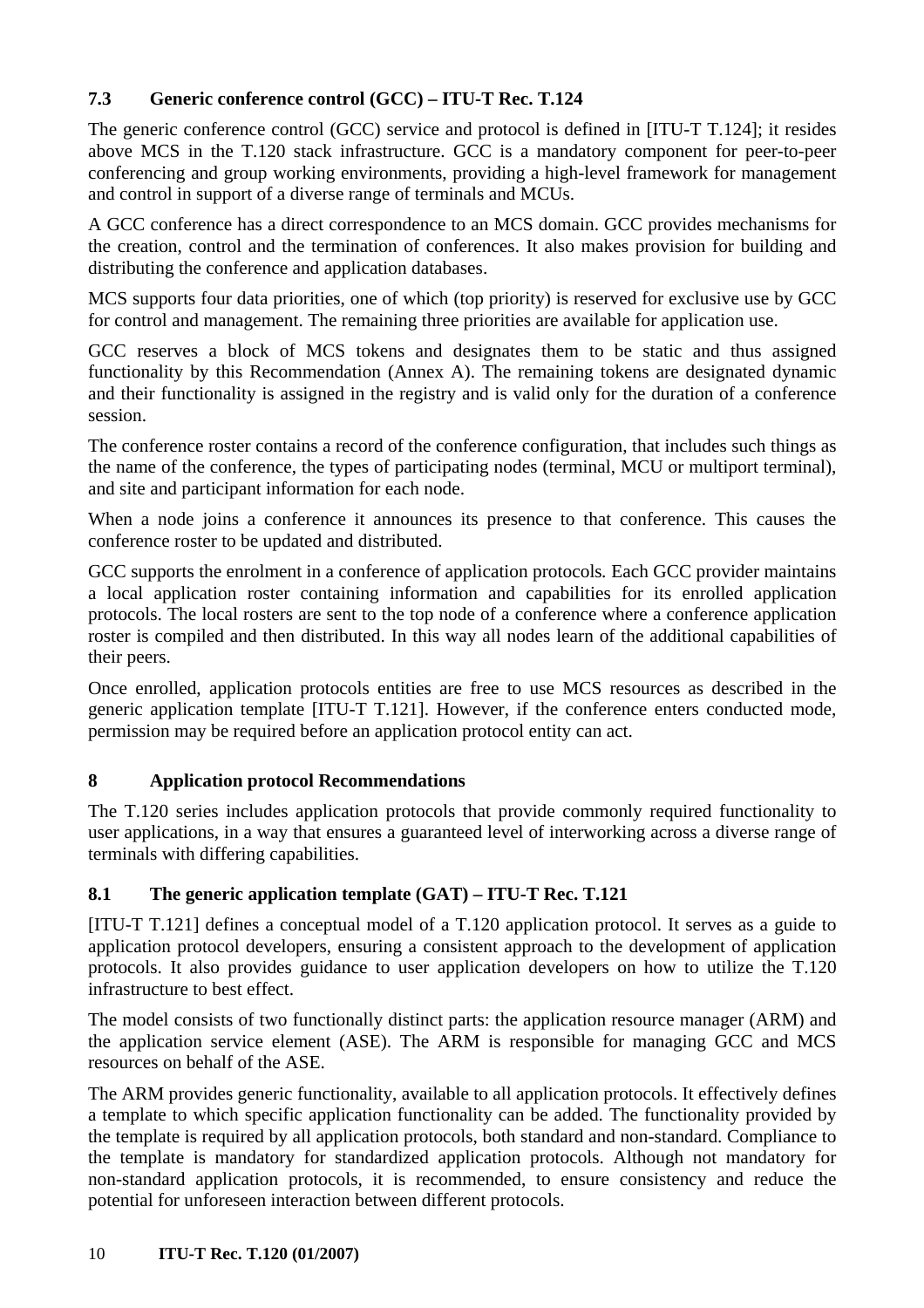### 7.3 Generic conference control (GCC) – ITU-T Rec. T.124

The generic conference control (GCC) service and protocol is defined in [ITU-T T.124]; it resides above MCS in the T.120 stack infrastructure. GCC is a mandatory component for peer-to-peer conferencing and group working environments, providing a high-level framework for management and control in support of a diverse range of terminals and MCUs.

A GCC conference has a direct correspondence to an MCS domain. GCC provides mechanisms for the creation, control and the termination of conferences. It also makes provision for building and distributing the conference and application databases.

MCS supports four data priorities, one of which (top priority) is reserved for exclusive use by GCC for control and management. The remaining three priorities are available for application use.

GCC reserves a block of MCS tokens and designates them to be static and thus assigned functionality by this Recommendation (Annex A). The remaining tokens are designated dynamic and their functionality is assigned in the registry and is valid only for the duration of a conference session.

The conference roster contains a record of the conference configuration, that includes such things as the name of the conference, the types of participating nodes (terminal, MCU or multiport terminal), and site and participant information for each node.

When a node joins a conference it announces its presence to that conference. This causes the conference roster to be updated and distributed.

GCC supports the enrolment in a conference of application protocols. Each GCC provider maintains a local application roster containing information and capabilities for its enrolled application protocols. The local rosters are sent to the top node of a conference where a conference application roster is compiled and then distributed. In this way all nodes learn of the additional capabilities of their peers.

Once enrolled, application protocols entities are free to use MCS resources as described in the generic application template [ITU-T T.121]. However, if the conference enters conducted mode, permission may be required before an application protocol entity can act.

## 8 Application protocol Recommendations

The T.120 series includes application protocols that provide commonly required functionality to user applications, in a way that ensures a guaranteed level of interworking across a diverse range of terminals with differing capabilities.

### 8.1 The generic application template (GAT) – ITU-T Rec. T.121

[ITU-T T.121] defines a conceptual model of a T.120 application protocol. It serves as a guide to application protocol developers, ensuring a consistent approach to the development of application protocols. It also provides guidance to user application developers on how to utilize the T.120 infrastructure to best effect.

The model consists of two functionally distinct parts: the application resource manager (ARM) and the application service element (ASE). The ARM is responsible for managing GCC and MCS resources on behalf of the ASE.

The ARM provides generic functionality, available to all application protocols. It effectively defines a template to which specific application functionality can be added. The functionality provided by the template is required by all application protocols, both standard and non-standard. Compliance to the template is mandatory for standardized application protocols. Although not mandatory for non-standard application protocols, it is recommended, to ensure consistency and reduce the potential for unforeseen interaction between different protocols.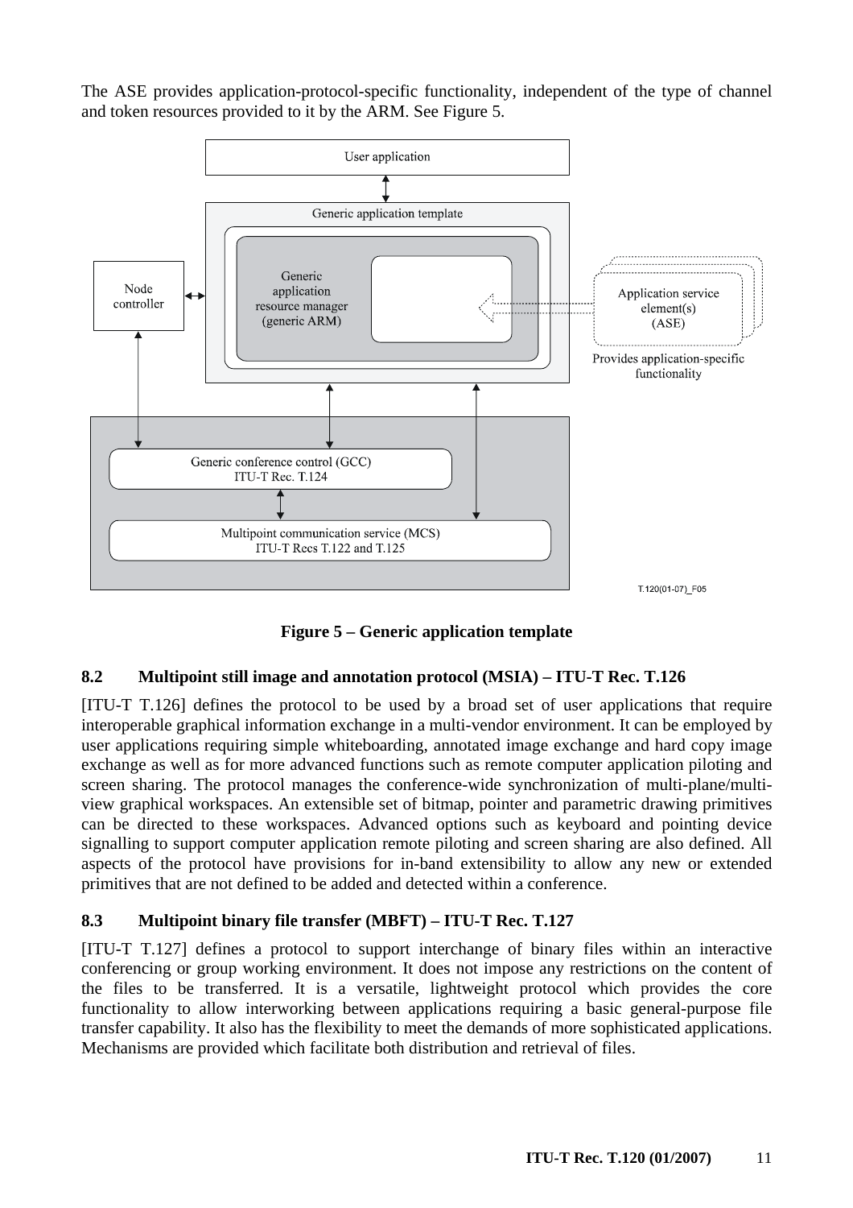The ASE provides application-protocol-specific functionality, independent of the type of channel and token resources provided to it by the ARM. See Figure 5.

**Figure 5 – Generic application template**

### 8.2 Multipoint still image and annotation protocol (MSIA) – ITU-T Rec. T.126

[ITU-T T.126] defines the protocol to be used by a broad set of user applications that require interoperable graphical information exchange in a multi-vendor environment. It can be employed by user applications requiring simple whiteboarding, annotated image exchange and hard copy image exchange as well as for more advanced functions such as remote computer application piloting and screen sharing. The protocol manages the conference-wide synchronization of multi-plane/multi-view graphical workspaces. An extensible set of bitmap, pointer and parametric drawing primitives can be directed to these workspaces. Advanced options such as keyboard and pointing device signalling to support computer application remote piloting and screen sharing are also defined. All aspects of the protocol have provisions for in-band extensibility to allow any new or extended primitives that are not defined to be added and detected within a conference.

### 8.3 Multipoint binary file transfer (MBFT) – ITU-T Rec. T.127

[ITU-T T.127] defines a protocol to support interchange of binary files within an interactive conferencing or group working environment. It does not impose any restrictions on the content of the files to be transferred. It is a versatile, lightweight protocol which provides the core functionality to allow interworking between applications requiring a basic general-purpose file transfer capability. It also has the flexibility to meet the demands of more sophisticated applications. Mechanisms are provided which facilitate both distribution and retrieval of files.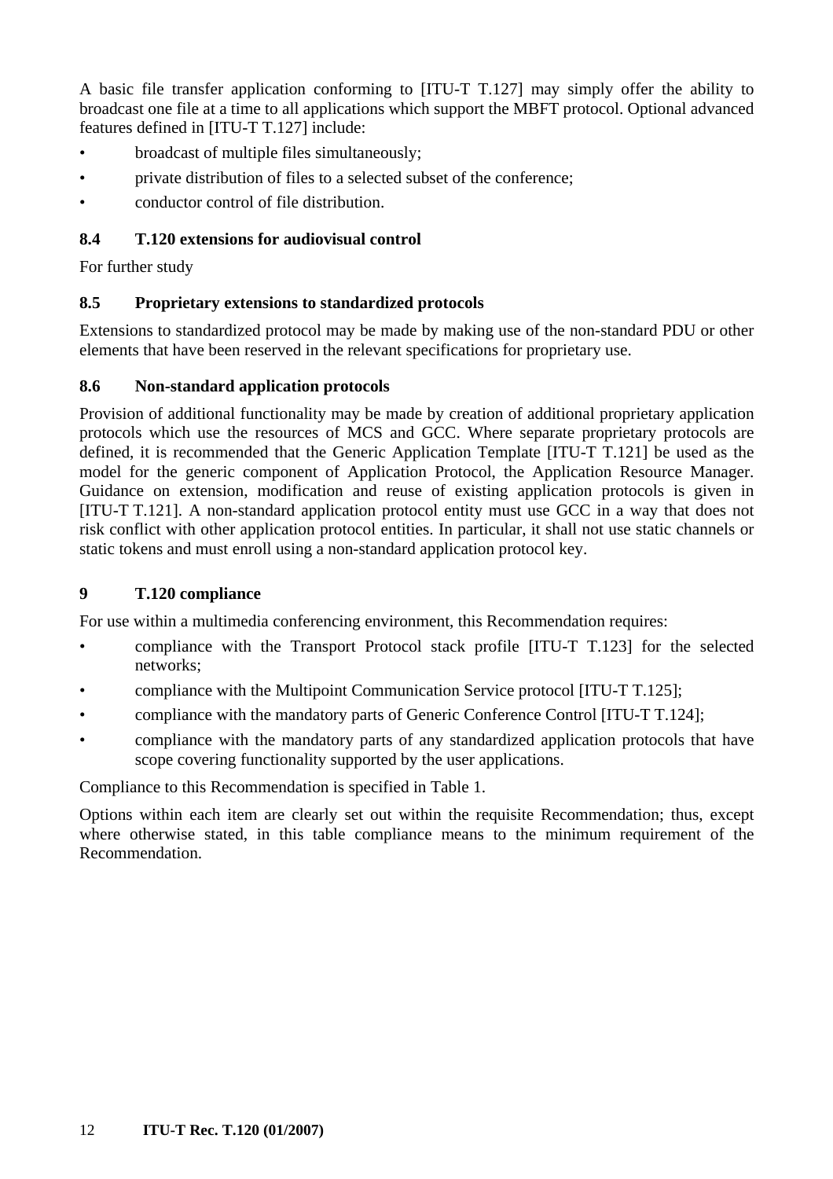A basic file transfer application conforming to [ITU-T T.127] may simply offer the ability to broadcast one file at a time to all applications which support the MBFT protocol. Optional advanced features defined in [ITU-T T.127] include:

- broadcast of multiple files simultaneously;
- private distribution of files to a selected subset of the conference;
- conductor control of file distribution.

### 8.4 T.120 extensions for audiovisual control

For further study

### 8.5 Proprietary extensions to standardized protocols

Extensions to standardized protocol may be made by making use of the non-standard PDU or other elements that have been reserved in the relevant specifications for proprietary use.

### 8.6 Non-standard application protocols

Provision of additional functionality may be made by creation of additional proprietary application protocols which use the resources of MCS and GCC. Where separate proprietary protocols are defined, it is recommended that the Generic Application Template [ITU-T T.121] be used as the model for the generic component of Application Protocol, the Application Resource Manager. Guidance on extension, modification and reuse of existing application protocols is given in [ITU-T T.121]. A non-standard application protocol entity must use GCC in a way that does not risk conflict with other application protocol entities. In particular, it shall not use static channels or static tokens and must enroll using a non-standard application protocol key.

## 9 T.120 compliance

For use within a multimedia conferencing environment, this Recommendation requires:

- compliance with the Transport Protocol stack profile [ITU-T T.123] for the selected networks;
- compliance with the Multipoint Communication Service protocol [ITU-T T.125];
- compliance with the mandatory parts of Generic Conference Control [ITU-T T.124];
- compliance with the mandatory parts of any standardized application protocols that have scope covering functionality supported by the user applications.

Compliance to this Recommendation is specified in Table 1.

Options within each item are clearly set out within the requisite Recommendation; thus, except where otherwise stated, in this table compliance means to the minimum requirement of the Recommendation.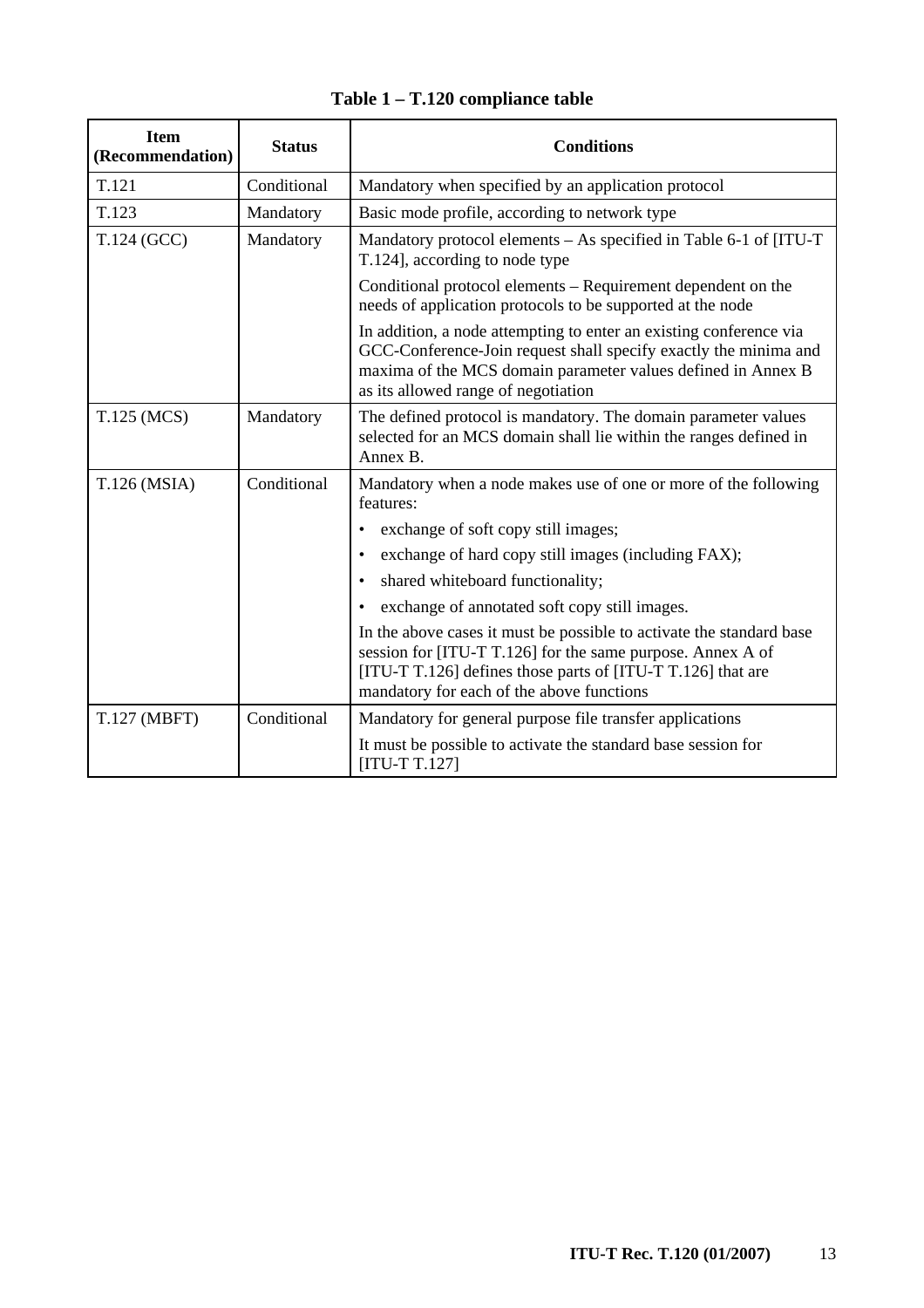**Table 1 – T.120 compliance table**

| Item (Recommendation) | Status | Conditions |
|---|---|---|
| T.121 | Conditional | Mandatory when specified by an application protocol |
| T.123 | Mandatory | Basic mode profile, according to network type |
| T.124 (GCC) | Mandatory | Mandatory protocol elements – As specified in Table 6-1 of [ITU-T T.124], according to node type<br><br>Conditional protocol elements – Requirement dependent on the needs of application protocols to be supported at the node<br><br>In addition, a node attempting to enter an existing conference via GCC-Conference-Join request shall specify exactly the minima and maxima of the MCS domain parameter values defined in Annex B as its allowed range of negotiation |
| T.125 (MCS) | Mandatory | The defined protocol is mandatory. The domain parameter values selected for an MCS domain shall lie within the ranges defined in Annex B. |
| T.126 (MSIA) | Conditional | Mandatory when a node makes use of one or more of the following features:<br>• exchange of soft copy still images;<br>• exchange of hard copy still images (including FAX);<br>• shared whiteboard functionality;<br>• exchange of annotated soft copy still images.<br><br>In the above cases it must be possible to activate the standard base session for [ITU-T T.126] for the same purpose. Annex A of [ITU-T T.126] defines those parts of [ITU-T T.126] that are mandatory for each of the above functions |
| T.127 (MBFT) | Conditional | Mandatory for general purpose file transfer applications<br><br>It must be possible to activate the standard base session for [ITU-T T.127] |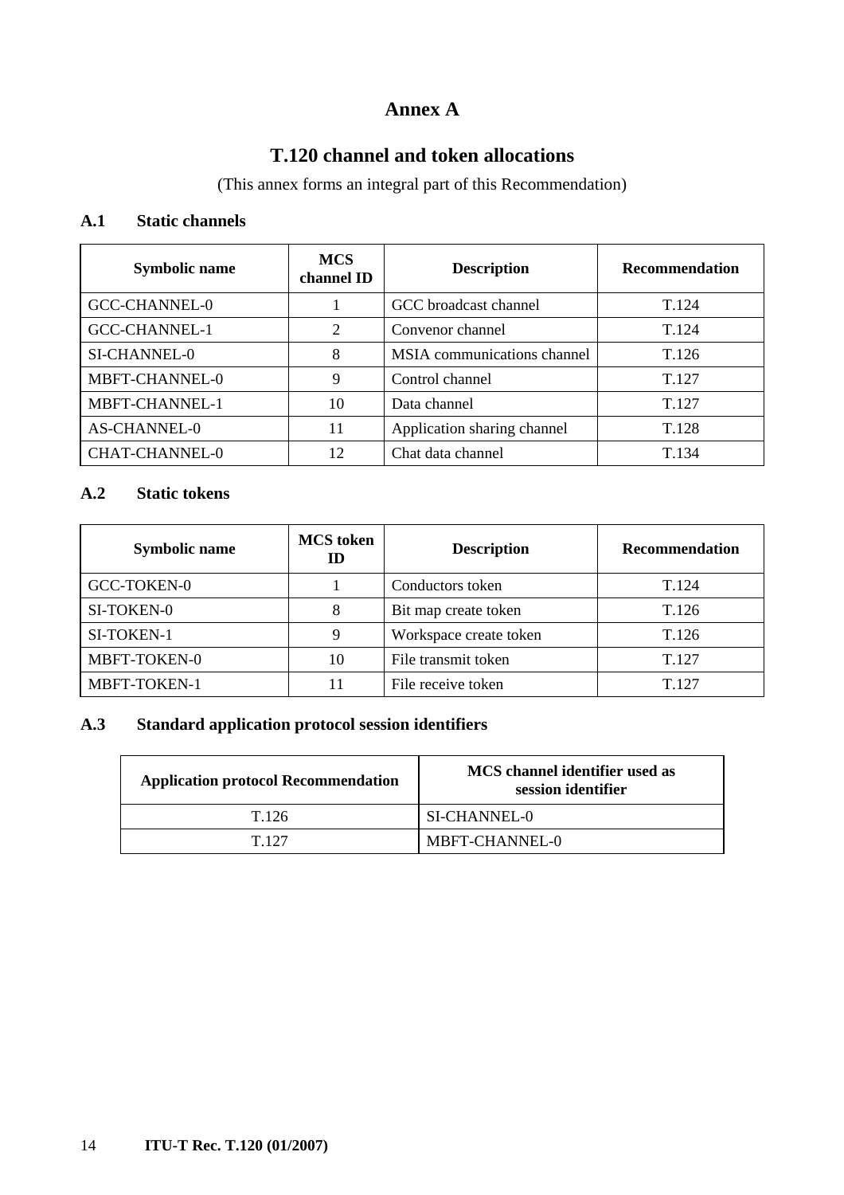# Annex A

## T.120 channel and token allocations

(This annex forms an integral part of this Recommendation)

### A.1 Static channels

| Symbolic name | MCS channel ID | Description | Recommendation |
|---|---|---|---|
| GCC-CHANNEL-0 | 1 | GCC broadcast channel | T.124 |
| GCC-CHANNEL-1 | 2 | Convenor channel | T.124 |
| SI-CHANNEL-0 | 8 | MSIA communications channel | T.126 |
| MBFT-CHANNEL-0 | 9 | Control channel | T.127 |
| MBFT-CHANNEL-1 | 10 | Data channel | T.127 |
| AS-CHANNEL-0 | 11 | Application sharing channel | T.128 |
| CHAT-CHANNEL-0 | 12 | Chat data channel | T.134 |

### A.2 Static tokens

| Symbolic name | MCS token ID | Description | Recommendation |
|---|---|---|---|
| GCC-TOKEN-0 | 1 | Conductors token | T.124 |
| SI-TOKEN-0 | 8 | Bit map create token | T.126 |
| SI-TOKEN-1 | 9 | Workspace create token | T.126 |
| MBFT-TOKEN-0 | 10 | File transmit token | T.127 |
| MBFT-TOKEN-1 | 11 | File receive token | T.127 |

### A.3 Standard application protocol session identifiers

| Application protocol Recommendation | MCS channel identifier used as session identifier |
|---|---|
| T.126 | SI-CHANNEL-0 |
| T.127 | MBFT-CHANNEL-0 |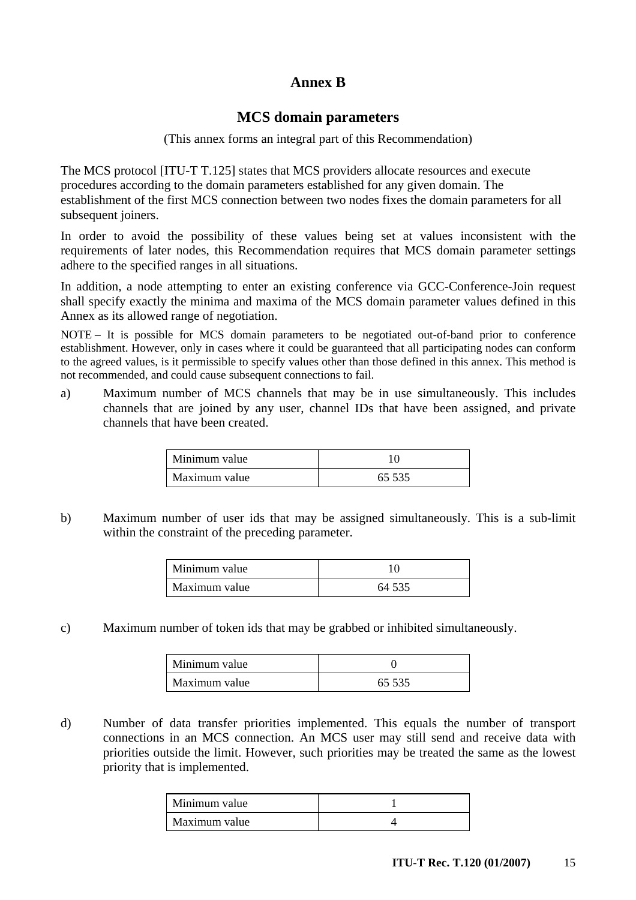# Annex B

## MCS domain parameters

(This annex forms an integral part of this Recommendation)

The MCS protocol [ITU-T T.125] states that MCS providers allocate resources and execute procedures according to the domain parameters established for any given domain. The establishment of the first MCS connection between two nodes fixes the domain parameters for all subsequent joiners.

In order to avoid the possibility of these values being set at values inconsistent with the requirements of later nodes, this Recommendation requires that MCS domain parameter settings adhere to the specified ranges in all situations.

In addition, a node attempting to enter an existing conference via GCC-Conference-Join request shall specify exactly the minima and maxima of the MCS domain parameter values defined in this Annex as its allowed range of negotiation.

NOTE – It is possible for MCS domain parameters to be negotiated out-of-band prior to conference establishment. However, only in cases where it could be guaranteed that all participating nodes can conform to the agreed values, is it permissible to specify values other than those defined in this annex. This method is not recommended, and could cause subsequent connections to fail.

a) Maximum number of MCS channels that may be in use simultaneously. This includes channels that are joined by any user, channel IDs that have been assigned, and private channels that have been created.

| | |
|---|---|
| Minimum value | 10 |
| Maximum value | 65 535 |

b) Maximum number of user ids that may be assigned simultaneously. This is a sub-limit within the constraint of the preceding parameter.

| | |
|---|---|
| Minimum value | 10 |
| Maximum value | 64 535 |

c) Maximum number of token ids that may be grabbed or inhibited simultaneously.

| | |
|---|---|
| Minimum value | 0 |
| Maximum value | 65 535 |

d) Number of data transfer priorities implemented. This equals the number of transport connections in an MCS connection. An MCS user may still send and receive data with priorities outside the limit. However, such priorities may be treated the same as the lowest priority that is implemented.

| | |
|---|---|
| Minimum value | 1 |
| Maximum value | 4 |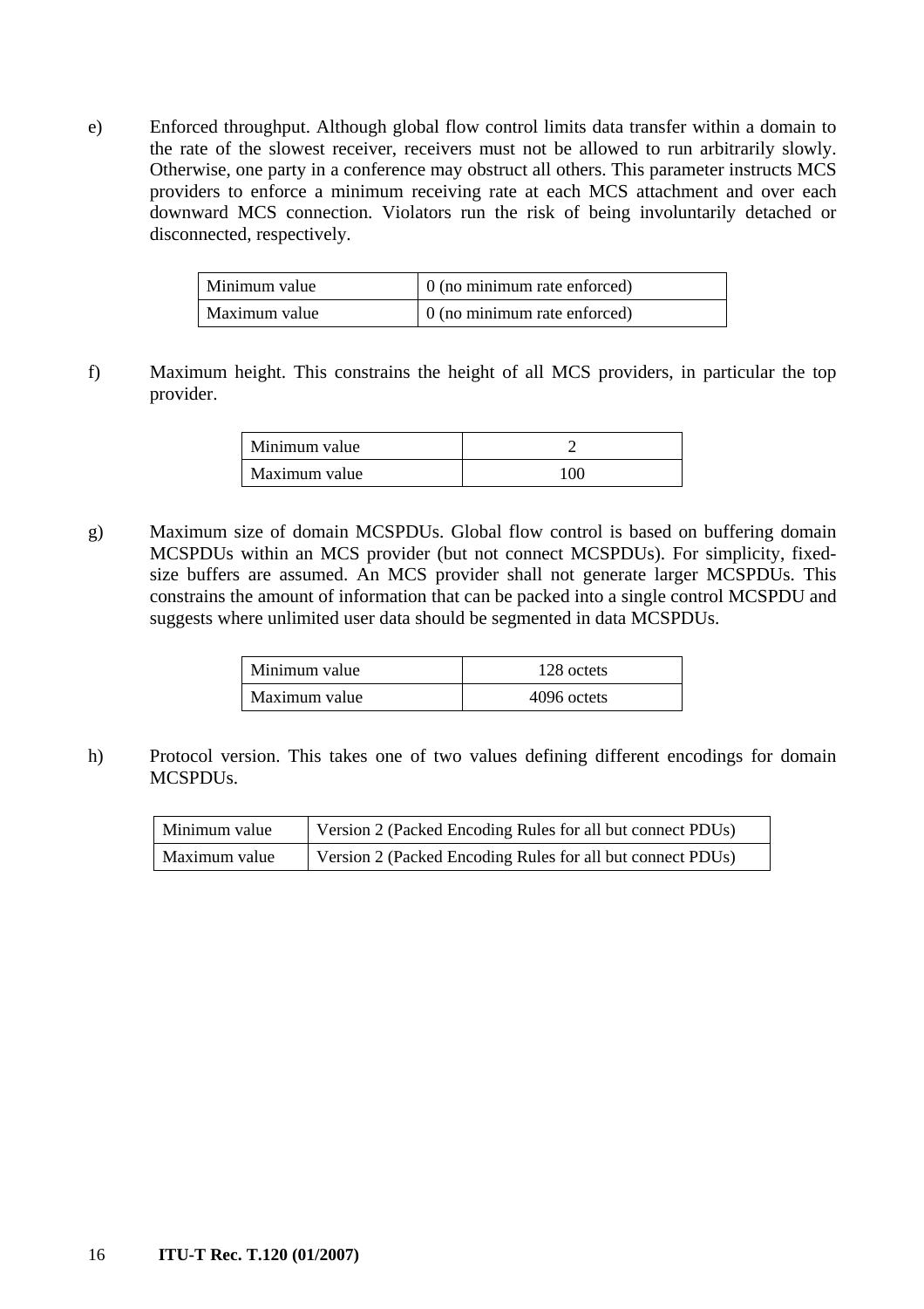e) Enforced throughput. Although global flow control limits data transfer within a domain to the rate of the slowest receiver, receivers must not be allowed to run arbitrarily slowly. Otherwise, one party in a conference may obstruct all others. This parameter instructs MCS providers to enforce a minimum receiving rate at each MCS attachment and over each downward MCS connection. Violators run the risk of being involuntarily detached or disconnected, respectively.

| | |
|---|---|
| Minimum value | 0 (no minimum rate enforced) |
| Maximum value | 0 (no minimum rate enforced) |

f) Maximum height. This constrains the height of all MCS providers, in particular the top provider.

| | |
|---|---|
| Minimum value | 2 |
| Maximum value | 100 |

g) Maximum size of domain MCSPDUs. Global flow control is based on buffering domain MCSPDUs within an MCS provider (but not connect MCSPDUs). For simplicity, fixed-size buffers are assumed. An MCS provider shall not generate larger MCSPDUs. This constrains the amount of information that can be packed into a single control MCSPDU and suggests where unlimited user data should be segmented in data MCSPDUs.

| | |
|---|---|
| Minimum value | 128 octets |
| Maximum value | 4096 octets |

h) Protocol version. This takes one of two values defining different encodings for domain MCSPDUs.

| | |
|---|---|
| Minimum value | Version 2 (Packed Encoding Rules for all but connect PDUs) |
| Maximum value | Version 2 (Packed Encoding Rules for all but connect PDUs) |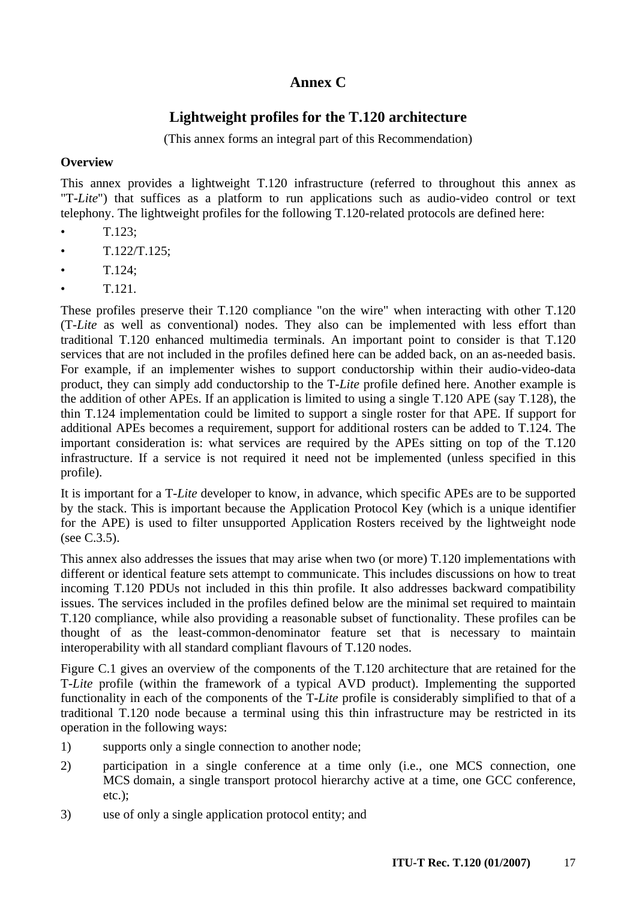# Annex C

## Lightweight profiles for the T.120 architecture

(This annex forms an integral part of this Recommendation)

**Overview**

This annex provides a lightweight T.120 infrastructure (referred to throughout this annex as "T-*Lite*") that suffices as a platform to run applications such as audio-video control or text telephony. The lightweight profiles for the following T.120-related protocols are defined here:

- T.123;
- T.122/T.125;
- T.124;
- T.121.

These profiles preserve their T.120 compliance "on the wire" when interacting with other T.120 (T-*Lite* as well as conventional) nodes. They also can be implemented with less effort than traditional T.120 enhanced multimedia terminals. An important point to consider is that T.120 services that are not included in the profiles defined here can be added back, on an as-needed basis. For example, if an implementer wishes to support conductorship within their audio-video-data product, they can simply add conductorship to the T-*Lite* profile defined here. Another example is the addition of other APEs. If an application is limited to using a single T.120 APE (say T.128), the thin T.124 implementation could be limited to support a single roster for that APE. If support for additional APEs becomes a requirement, support for additional rosters can be added to T.124. The important consideration is: what services are required by the APEs sitting on top of the T.120 infrastructure. If a service is not required it need not be implemented (unless specified in this profile).

It is important for a T-*Lite* developer to know, in advance, which specific APEs are to be supported by the stack. This is important because the Application Protocol Key (which is a unique identifier for the APE) is used to filter unsupported Application Rosters received by the lightweight node (see C.3.5).

This annex also addresses the issues that may arise when two (or more) T.120 implementations with different or identical feature sets attempt to communicate. This includes discussions on how to treat incoming T.120 PDUs not included in this thin profile. It also addresses backward compatibility issues. The services included in the profiles defined below are the minimal set required to maintain T.120 compliance, while also providing a reasonable subset of functionality. These profiles can be thought of as the least-common-denominator feature set that is necessary to maintain interoperability with all standard compliant flavours of T.120 nodes.

Figure C.1 gives an overview of the components of the T.120 architecture that are retained for the T-*Lite* profile (within the framework of a typical AVD product). Implementing the supported functionality in each of the components of the T-*Lite* profile is considerably simplified to that of a traditional T.120 node because a terminal using this thin infrastructure may be restricted in its operation in the following ways:

1) supports only a single connection to another node;
2) participation in a single conference at a time only (i.e., one MCS connection, one MCS domain, a single transport protocol hierarchy active at a time, one GCC conference, etc.);
3) use of only a single application protocol entity; and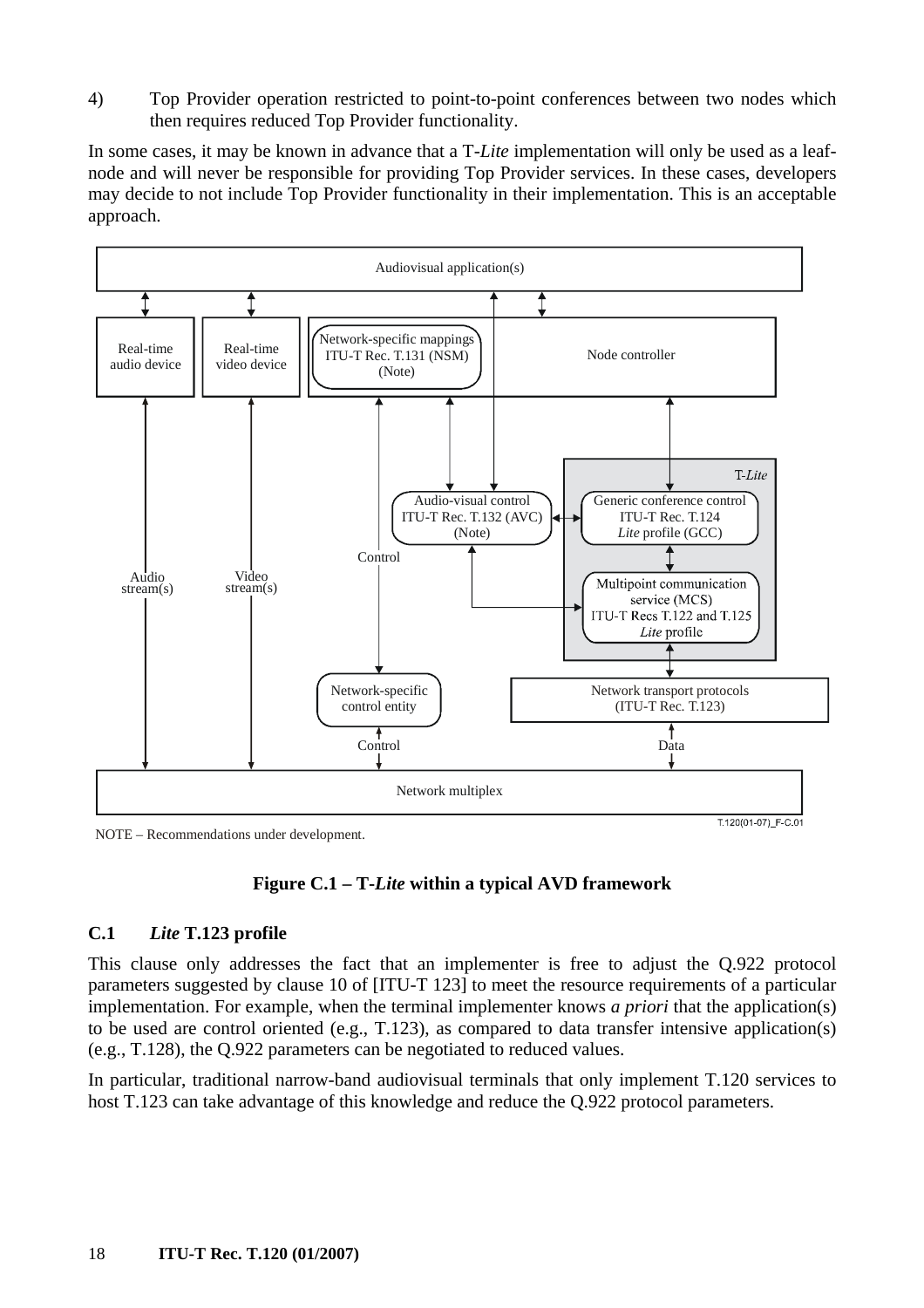4) Top Provider operation restricted to point-to-point conferences between two nodes which then requires reduced Top Provider functionality.

In some cases, it may be known in advance that a T-*Lite* implementation will only be used as a leaf-node and will never be responsible for providing Top Provider services. In these cases, developers may decide to not include Top Provider functionality in their implementation. This is an acceptable approach.

NOTE – Recommendations under development.

**Figure C.1 – T-*Lite* within a typical AVD framework**

## C.1 *Lite* T.123 profile

This clause only addresses the fact that an implementer is free to adjust the Q.922 protocol parameters suggested by clause 10 of [ITU-T 123] to meet the resource requirements of a particular implementation. For example, when the terminal implementer knows *a priori* that the application(s) to be used are control oriented (e.g., T.123), as compared to data transfer intensive application(s) (e.g., T.128), the Q.922 parameters can be negotiated to reduced values.

In particular, traditional narrow-band audiovisual terminals that only implement T.120 services to host T.123 can take advantage of this knowledge and reduce the Q.922 protocol parameters.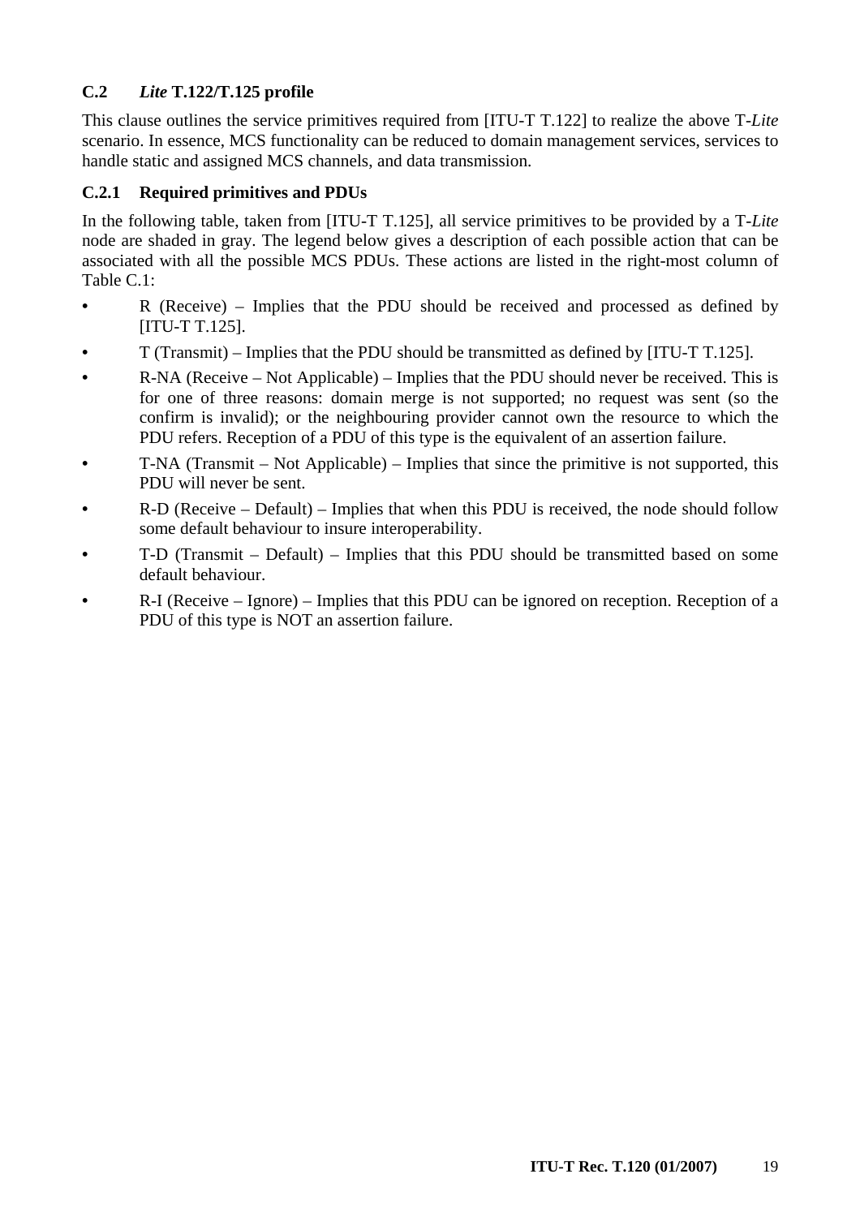## C.2 *Lite* T.122/T.125 profile

This clause outlines the service primitives required from [ITU-T T.122] to realize the above T-*Lite* scenario. In essence, MCS functionality can be reduced to domain management services, services to handle static and assigned MCS channels, and data transmission.

### C.2.1 Required primitives and PDUs

In the following table, taken from [ITU-T T.125], all service primitives to be provided by a T-*Lite* node are shaded in gray. The legend below gives a description of each possible action that can be associated with all the possible MCS PDUs. These actions are listed in the right-most column of Table C.1:

- R (Receive) – Implies that the PDU should be received and processed as defined by [ITU-T T.125].
- T (Transmit) – Implies that the PDU should be transmitted as defined by [ITU-T T.125].
- R-NA (Receive – Not Applicable) – Implies that the PDU should never be received. This is for one of three reasons: domain merge is not supported; no request was sent (so the confirm is invalid); or the neighbouring provider cannot own the resource to which the PDU refers. Reception of a PDU of this type is the equivalent of an assertion failure.
- T-NA (Transmit – Not Applicable) – Implies that since the primitive is not supported, this PDU will never be sent.
- R-D (Receive – Default) – Implies that when this PDU is received, the node should follow some default behaviour to insure interoperability.
- T-D (Transmit – Default) – Implies that this PDU should be transmitted based on some default behaviour.
- R-I (Receive – Ignore) – Implies that this PDU can be ignored on reception. Reception of a PDU of this type is NOT an assertion failure.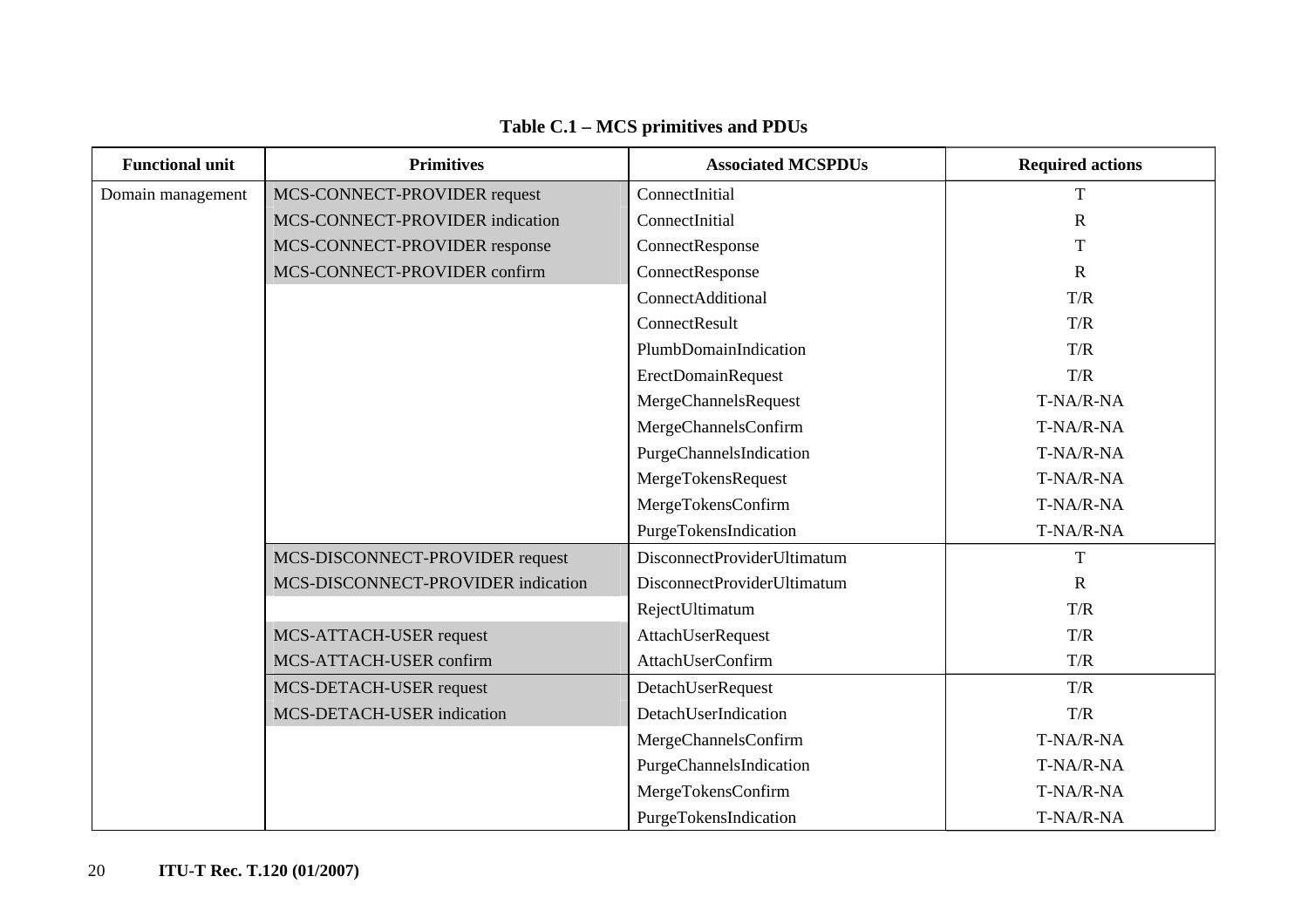**Table C.1 – MCS primitives and PDUs**

| Functional unit | Primitives | Associated MCSPDUs | Required actions |
|---|---|---|---|
| Domain management | MCS-CONNECT-PROVIDER request | ConnectInitial | T |
| | MCS-CONNECT-PROVIDER indication | ConnectInitial | R |
| | MCS-CONNECT-PROVIDER response | ConnectResponse | T |
| | MCS-CONNECT-PROVIDER confirm | ConnectResponse | R |
| | | ConnectAdditional | T/R |
| | | ConnectResult | T/R |
| | | PlumbDomainIndication | T/R |
| | | ErectDomainRequest | T/R |
| | | MergeChannelsRequest | T-NA/R-NA |
| | | MergeChannelsConfirm | T-NA/R-NA |
| | | PurgeChannelsIndication | T-NA/R-NA |
| | | MergeTokensRequest | T-NA/R-NA |
| | | MergeTokensConfirm | T-NA/R-NA |
| | | PurgeTokensIndication | T-NA/R-NA |
| | MCS-DISCONNECT-PROVIDER request | DisconnectProviderUltimatum | T |
| | MCS-DISCONNECT-PROVIDER indication | DisconnectProviderUltimatum | R |
| | | RejectUltimatum | T/R |
| | MCS-ATTACH-USER request | AttachUserRequest | T/R |
| | MCS-ATTACH-USER confirm | AttachUserConfirm | T/R |
| | MCS-DETACH-USER request | DetachUserRequest | T/R |
| | MCS-DETACH-USER indication | DetachUserIndication | T/R |
| | | MergeChannelsConfirm | T-NA/R-NA |
| | | PurgeChannelsIndication | T-NA/R-NA |
| | | MergeTokensConfirm | T-NA/R-NA |
| | | PurgeTokensIndication | T-NA/R-NA |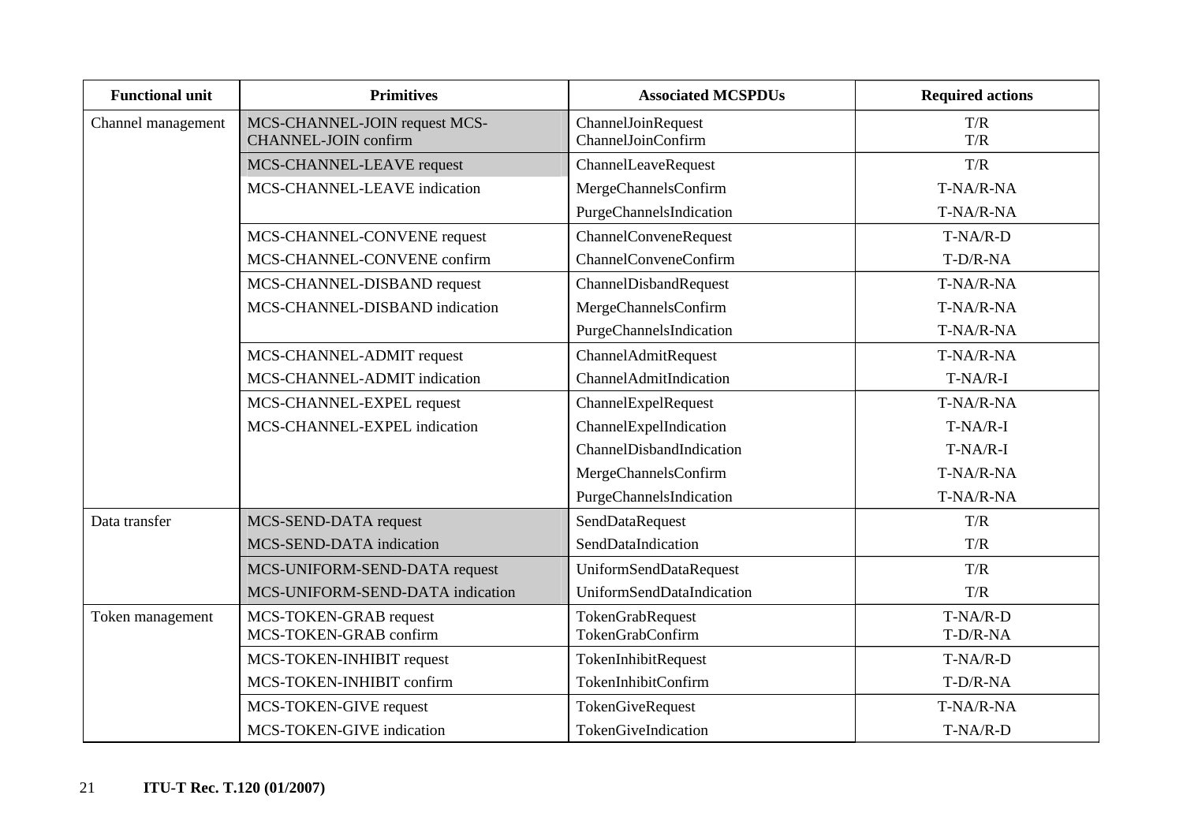| Functional unit | Primitives | Associated MCSPDUs | Required actions |
|---|---|---|---|
| Channel management | MCS-CHANNEL-JOIN request MCS-CHANNEL-JOIN confirm | ChannelJoinRequest<br>ChannelJoinConfirm | T/R<br>T/R |
| | MCS-CHANNEL-LEAVE request | ChannelLeaveRequest | T/R |
| | MCS-CHANNEL-LEAVE indication | MergeChannelsConfirm | T-NA/R-NA |
| | | PurgeChannelsIndication | T-NA/R-NA |
| | MCS-CHANNEL-CONVENE request | ChannelConveneRequest | T-NA/R-D |
| | MCS-CHANNEL-CONVENE confirm | ChannelConveneConfirm | T-D/R-NA |
| | MCS-CHANNEL-DISBAND request | ChannelDisbandRequest | T-NA/R-NA |
| | MCS-CHANNEL-DISBAND indication | MergeChannelsConfirm | T-NA/R-NA |
| | | PurgeChannelsIndication | T-NA/R-NA |
| | MCS-CHANNEL-ADMIT request | ChannelAdmitRequest | T-NA/R-NA |
| | MCS-CHANNEL-ADMIT indication | ChannelAdmitIndication | T-NA/R-I |
| | MCS-CHANNEL-EXPEL request | ChannelExpelRequest | T-NA/R-NA |
| | MCS-CHANNEL-EXPEL indication | ChannelExpelIndication | T-NA/R-I |
| | | ChannelDisbandIndication | T-NA/R-I |
| | | MergeChannelsConfirm | T-NA/R-NA |
| | | PurgeChannelsIndication | T-NA/R-NA |
| Data transfer | MCS-SEND-DATA request | SendDataRequest | T/R |
| | MCS-SEND-DATA indication | SendDataIndication | T/R |
| | MCS-UNIFORM-SEND-DATA request | UniformSendDataRequest | T/R |
| | MCS-UNIFORM-SEND-DATA indication | UniformSendDataIndication | T/R |
| Token management | MCS-TOKEN-GRAB request<br>MCS-TOKEN-GRAB confirm | TokenGrabRequest<br>TokenGrabConfirm | T-NA/R-D<br>T-D/R-NA |
| | MCS-TOKEN-INHIBIT request | TokenInhibitRequest | T-NA/R-D |
| | MCS-TOKEN-INHIBIT confirm | TokenInhibitConfirm | T-D/R-NA |
| | MCS-TOKEN-GIVE request | TokenGiveRequest | T-NA/R-NA |
| | MCS-TOKEN-GIVE indication | TokenGiveIndication | T-NA/R-D |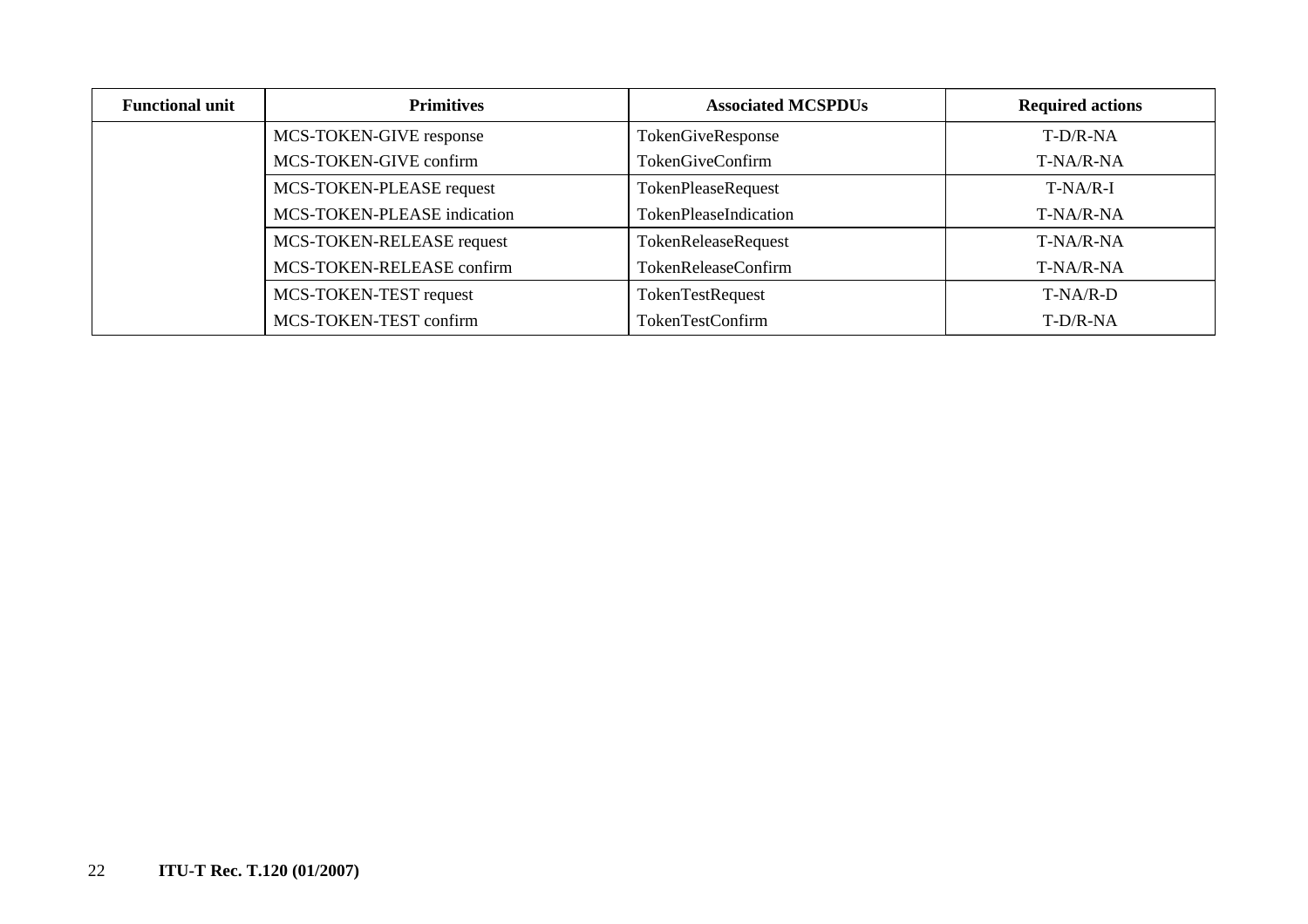| Functional unit | Primitives | Associated MCSPDUs | Required actions |
|---|---|---|---|
| | MCS-TOKEN-GIVE response | TokenGiveResponse | T-D/R-NA |
| | MCS-TOKEN-GIVE confirm | TokenGiveConfirm | T-NA/R-NA |
| | MCS-TOKEN-PLEASE request | TokenPleaseRequest | T-NA/R-I |
| | MCS-TOKEN-PLEASE indication | TokenPleaseIndication | T-NA/R-NA |
| | MCS-TOKEN-RELEASE request | TokenReleaseRequest | T-NA/R-NA |
| | MCS-TOKEN-RELEASE confirm | TokenReleaseConfirm | T-NA/R-NA |
| | MCS-TOKEN-TEST request | TokenTestRequest | T-NA/R-D |
| | MCS-TOKEN-TEST confirm | TokenTestConfirm | T-D/R-NA |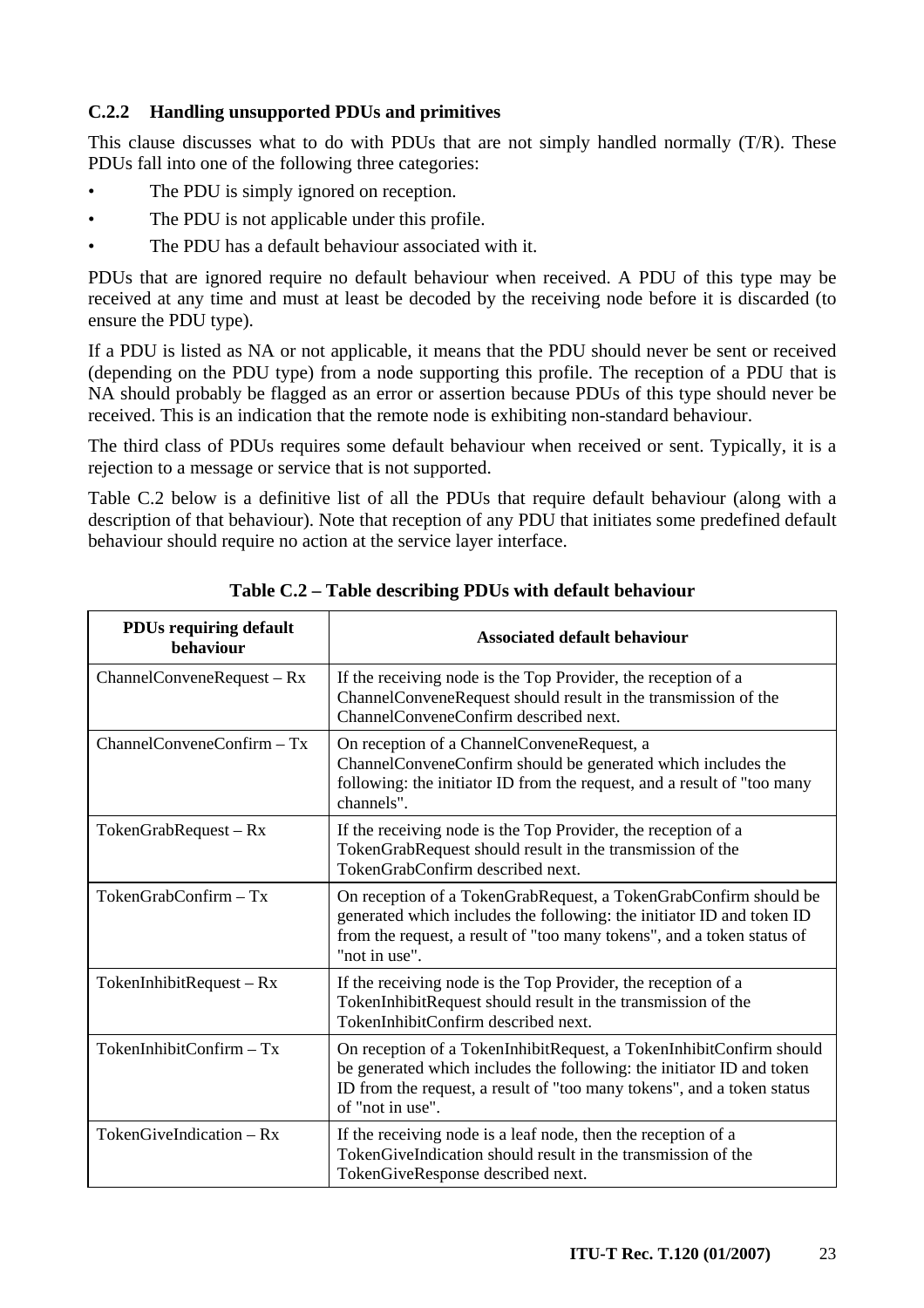### C.2.2 Handling unsupported PDUs and primitives

This clause discusses what to do with PDUs that are not simply handled normally (T/R). These PDUs fall into one of the following three categories:

- The PDU is simply ignored on reception.
- The PDU is not applicable under this profile.
- The PDU has a default behaviour associated with it.

PDUs that are ignored require no default behaviour when received. A PDU of this type may be received at any time and must at least be decoded by the receiving node before it is discarded (to ensure the PDU type).

If a PDU is listed as NA or not applicable, it means that the PDU should never be sent or received (depending on the PDU type) from a node supporting this profile. The reception of a PDU that is NA should probably be flagged as an error or assertion because PDUs of this type should never be received. This is an indication that the remote node is exhibiting non-standard behaviour.

The third class of PDUs requires some default behaviour when received or sent. Typically, it is a rejection to a message or service that is not supported.

Table C.2 below is a definitive list of all the PDUs that require default behaviour (along with a description of that behaviour). Note that reception of any PDU that initiates some predefined default behaviour should require no action at the service layer interface.

**Table C.2 – Table describing PDUs with default behaviour**

| PDUs requiring default behaviour | Associated default behaviour |
|---|---|
| ChannelConveneRequest – Rx | If the receiving node is the Top Provider, the reception of a ChannelConveneRequest should result in the transmission of the ChannelConveneConfirm described next. |
| ChannelConveneConfirm – Tx | On reception of a ChannelConveneRequest, a ChannelConveneConfirm should be generated which includes the following: the initiator ID from the request, and a result of "too many channels". |
| TokenGrabRequest – Rx | If the receiving node is the Top Provider, the reception of a TokenGrabRequest should result in the transmission of the TokenGrabConfirm described next. |
| TokenGrabConfirm – Tx | On reception of a TokenGrabRequest, a TokenGrabConfirm should be generated which includes the following: the initiator ID and token ID from the request, a result of "too many tokens", and a token status of "not in use". |
| TokenInhibitRequest – Rx | If the receiving node is the Top Provider, the reception of a TokenInhibitRequest should result in the transmission of the TokenInhibitConfirm described next. |
| TokenInhibitConfirm – Tx | On reception of a TokenInhibitRequest, a TokenInhibitConfirm should be generated which includes the following: the initiator ID and token ID from the request, a result of "too many tokens", and a token status of "not in use". |
| TokenGiveIndication – Rx | If the receiving node is a leaf node, then the reception of a TokenGiveIndication should result in the transmission of the TokenGiveResponse described next. |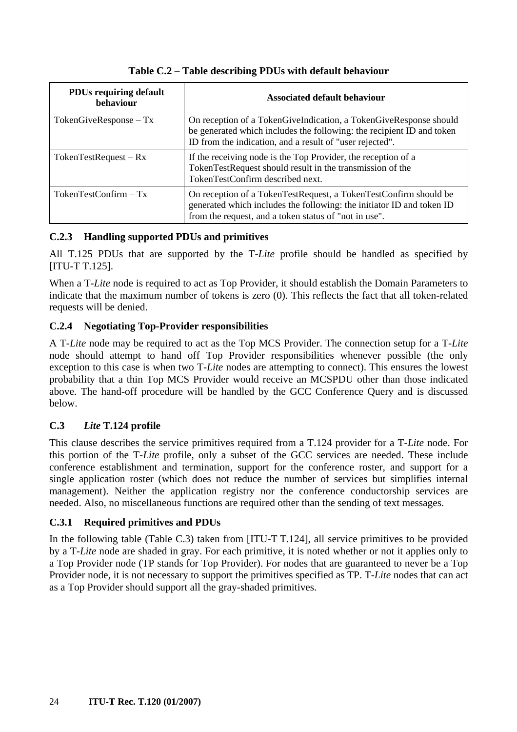**Table C.2 – Table describing PDUs with default behaviour**

| PDUs requiring default behaviour | Associated default behaviour |
|---|---|
| TokenGiveResponse – Tx | On reception of a TokenGiveIndication, a TokenGiveResponse should be generated which includes the following: the recipient ID and token ID from the indication, and a result of "user rejected". |
| TokenTestRequest – Rx | If the receiving node is the Top Provider, the reception of a TokenTestRequest should result in the transmission of the TokenTestConfirm described next. |
| TokenTestConfirm – Tx | On reception of a TokenTestRequest, a TokenTestConfirm should be generated which includes the following: the initiator ID and token ID from the request, and a token status of "not in use". |

### C.2.3 Handling supported PDUs and primitives

All T.125 PDUs that are supported by the T-*Lite* profile should be handled as specified by [ITU-T T.125].

When a T-*Lite* node is required to act as Top Provider, it should establish the Domain Parameters to indicate that the maximum number of tokens is zero (0). This reflects the fact that all token-related requests will be denied.

### C.2.4 Negotiating Top-Provider responsibilities

A T-*Lite* node may be required to act as the Top MCS Provider. The connection setup for a T-*Lite* node should attempt to hand off Top Provider responsibilities whenever possible (the only exception to this case is when two T-*Lite* nodes are attempting to connect). This ensures the lowest probability that a thin Top MCS Provider would receive an MCSPDU other than those indicated above. The hand-off procedure will be handled by the GCC Conference Query and is discussed below.

## C.3 *Lite* T.124 profile

This clause describes the service primitives required from a T.124 provider for a T-*Lite* node. For this portion of the T-*Lite* profile, only a subset of the GCC services are needed. These include conference establishment and termination, support for the conference roster, and support for a single application roster (which does not reduce the number of services but simplifies internal management). Neither the application registry nor the conference conductorship services are needed. Also, no miscellaneous functions are required other than the sending of text messages.

### C.3.1 Required primitives and PDUs

In the following table (Table C.3) taken from [ITU-T T.124], all service primitives to be provided by a T-*Lite* node are shaded in gray. For each primitive, it is noted whether or not it applies only to a Top Provider node (TP stands for Top Provider). For nodes that are guaranteed to never be a Top Provider node, it is not necessary to support the primitives specified as TP. T-*Lite* nodes that can act as a Top Provider should support all the gray-shaded primitives.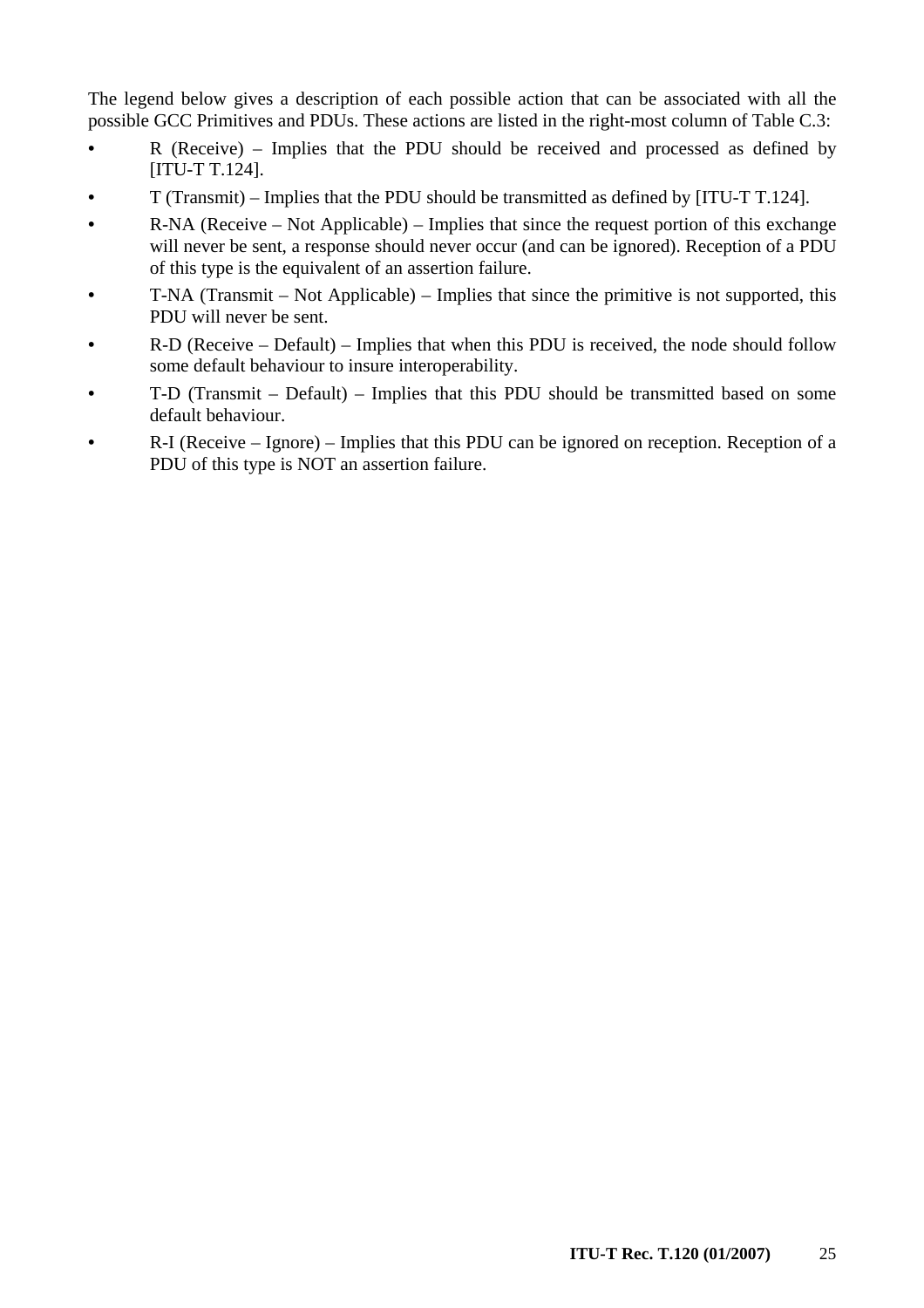The legend below gives a description of each possible action that can be associated with all the possible GCC Primitives and PDUs. These actions are listed in the right-most column of Table C.3:

- R (Receive) – Implies that the PDU should be received and processed as defined by [ITU-T T.124].
- T (Transmit) – Implies that the PDU should be transmitted as defined by [ITU-T T.124].
- R-NA (Receive – Not Applicable) – Implies that since the request portion of this exchange will never be sent, a response should never occur (and can be ignored). Reception of a PDU of this type is the equivalent of an assertion failure.
- T-NA (Transmit – Not Applicable) – Implies that since the primitive is not supported, this PDU will never be sent.
- R-D (Receive – Default) – Implies that when this PDU is received, the node should follow some default behaviour to insure interoperability.
- T-D (Transmit – Default) – Implies that this PDU should be transmitted based on some default behaviour.
- R-I (Receive – Ignore) – Implies that this PDU can be ignored on reception. Reception of a PDU of this type is NOT an assertion failure.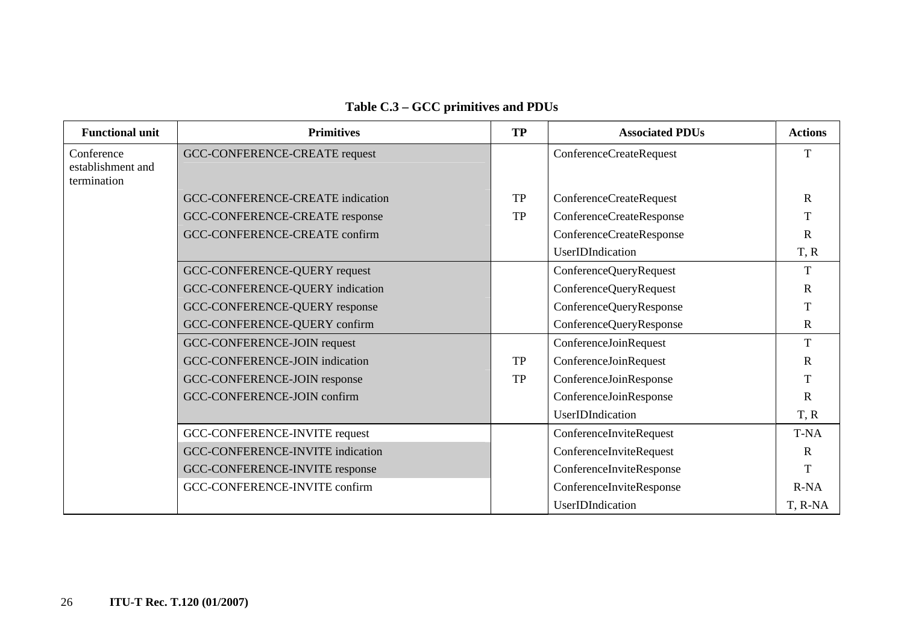**Table C.3 – GCC primitives and PDUs**

| Functional unit | Primitives | TP | Associated PDUs | Actions |
|---|---|---|---|---|
| Conference establishment and termination | GCC-CONFERENCE-CREATE request | | ConferenceCreateRequest | T |
| | GCC-CONFERENCE-CREATE indication | TP | ConferenceCreateRequest | R |
| | GCC-CONFERENCE-CREATE response | TP | ConferenceCreateResponse | T |
| | GCC-CONFERENCE-CREATE confirm | | ConferenceCreateResponse | R |
| | | | UserIDIndication | T, R |
| | GCC-CONFERENCE-QUERY request | | ConferenceQueryRequest | T |
| | GCC-CONFERENCE-QUERY indication | | ConferenceQueryRequest | R |
| | GCC-CONFERENCE-QUERY response | | ConferenceQueryResponse | T |
| | GCC-CONFERENCE-QUERY confirm | | ConferenceQueryResponse | R |
| | GCC-CONFERENCE-JOIN request | | ConferenceJoinRequest | T |
| | GCC-CONFERENCE-JOIN indication | TP | ConferenceJoinRequest | R |
| | GCC-CONFERENCE-JOIN response | TP | ConferenceJoinResponse | T |
| | GCC-CONFERENCE-JOIN confirm | | ConferenceJoinResponse | R |
| | | | UserIDIndication | T, R |
| | GCC-CONFERENCE-INVITE request | | ConferenceInviteRequest | T-NA |
| | GCC-CONFERENCE-INVITE indication | | ConferenceInviteRequest | R |
| | GCC-CONFERENCE-INVITE response | | ConferenceInviteResponse | T |
| | GCC-CONFERENCE-INVITE confirm | | ConferenceInviteResponse | R-NA |
| | | | UserIDIndication | T, R-NA |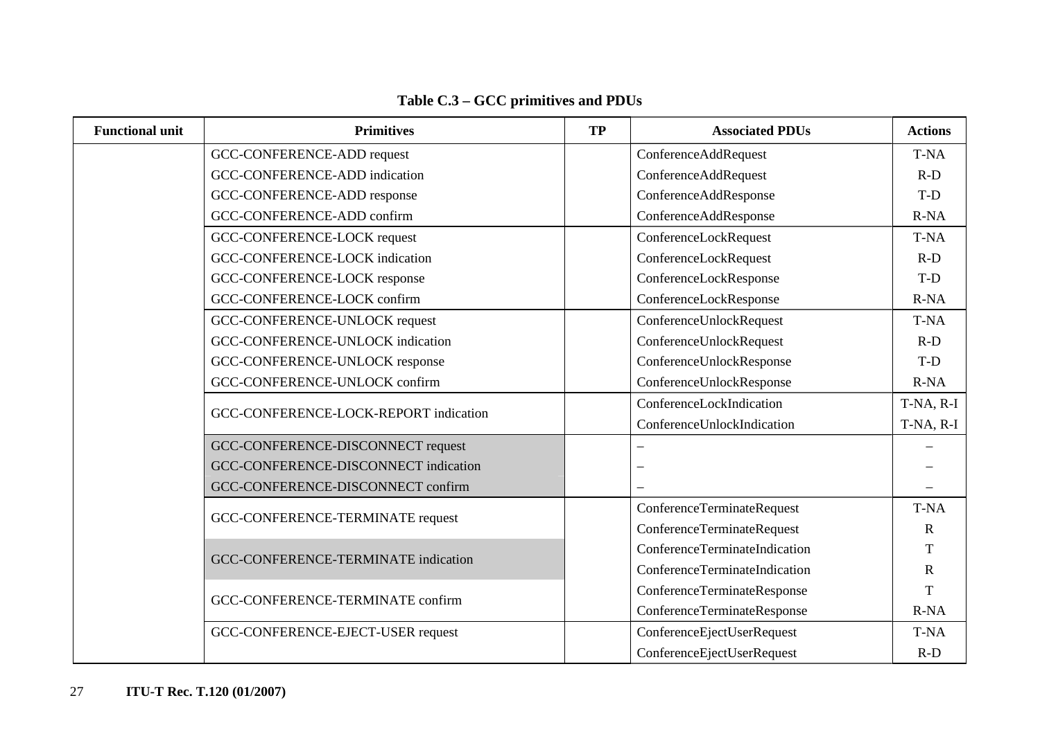**Table C.3 – GCC primitives and PDUs**

| Functional unit | Primitives | TP | Associated PDUs | Actions |
|---|---|---|---|---|
| | GCC-CONFERENCE-ADD request | | ConferenceAddRequest | T-NA |
| | GCC-CONFERENCE-ADD indication | | ConferenceAddRequest | R-D |
| | GCC-CONFERENCE-ADD response | | ConferenceAddResponse | T-D |
| | GCC-CONFERENCE-ADD confirm | | ConferenceAddResponse | R-NA |
| | GCC-CONFERENCE-LOCK request | | ConferenceLockRequest | T-NA |
| | GCC-CONFERENCE-LOCK indication | | ConferenceLockRequest | R-D |
| | GCC-CONFERENCE-LOCK response | | ConferenceLockResponse | T-D |
| | GCC-CONFERENCE-LOCK confirm | | ConferenceLockResponse | R-NA |
| | GCC-CONFERENCE-UNLOCK request | | ConferenceUnlockRequest | T-NA |
| | GCC-CONFERENCE-UNLOCK indication | | ConferenceUnlockRequest | R-D |
| | GCC-CONFERENCE-UNLOCK response | | ConferenceUnlockResponse | T-D |
| | GCC-CONFERENCE-UNLOCK confirm | | ConferenceUnlockResponse | R-NA |
| | GCC-CONFERENCE-LOCK-REPORT indication | | ConferenceLockIndication | T-NA, R-I |
| | | | ConferenceUnlockIndication | T-NA, R-I |
| | GCC-CONFERENCE-DISCONNECT request | | – | – |
| | GCC-CONFERENCE-DISCONNECT indication | | – | – |
| | GCC-CONFERENCE-DISCONNECT confirm | | – | – |
| | GCC-CONFERENCE-TERMINATE request | | ConferenceTerminateRequest | T-NA |
| | | | ConferenceTerminateRequest | R |
| | GCC-CONFERENCE-TERMINATE indication | | ConferenceTerminateIndication | T |
| | | | ConferenceTerminateIndication | R |
| | GCC-CONFERENCE-TERMINATE confirm | | ConferenceTerminateResponse | T |
| | | | ConferenceTerminateResponse | R-NA |
| | GCC-CONFERENCE-EJECT-USER request | | ConferenceEjectUserRequest | T-NA |
| | | | ConferenceEjectUserRequest | R-D |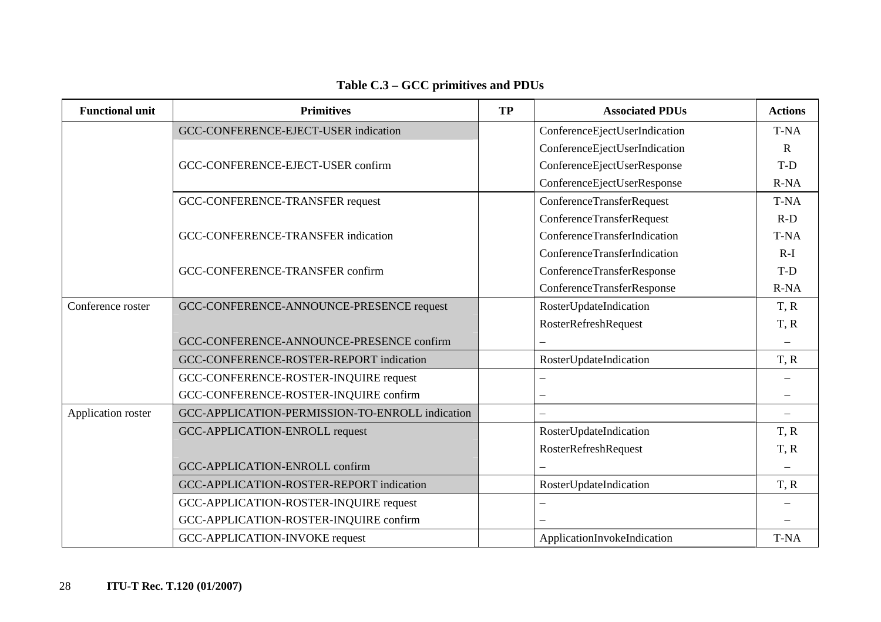**Table C.3 – GCC primitives and PDUs**

| Functional unit | Primitives | TP | Associated PDUs | Actions |
|---|---|---|---|---|
| | GCC-CONFERENCE-EJECT-USER indication | | ConferenceEjectUserIndication | T-NA |
| | | | ConferenceEjectUserIndication | R |
| | GCC-CONFERENCE-EJECT-USER confirm | | ConferenceEjectUserResponse | T-D |
| | | | ConferenceEjectUserResponse | R-NA |
| | GCC-CONFERENCE-TRANSFER request | | ConferenceTransferRequest | T-NA |
| | | | ConferenceTransferRequest | R-D |
| | GCC-CONFERENCE-TRANSFER indication | | ConferenceTransferIndication | T-NA |
| | | | ConferenceTransferIndication | R-I |
| | GCC-CONFERENCE-TRANSFER confirm | | ConferenceTransferResponse | T-D |
| | | | ConferenceTransferResponse | R-NA |
| Conference roster | GCC-CONFERENCE-ANNOUNCE-PRESENCE request | | RosterUpdateIndication | T, R |
| | | | RosterRefreshRequest | T, R |
| | GCC-CONFERENCE-ANNOUNCE-PRESENCE confirm | | – | – |
| | GCC-CONFERENCE-ROSTER-REPORT indication | | RosterUpdateIndication | T, R |
| | GCC-CONFERENCE-ROSTER-INQUIRE request | | – | – |
| | GCC-CONFERENCE-ROSTER-INQUIRE confirm | | – | – |
| Application roster | GCC-APPLICATION-PERMISSION-TO-ENROLL indication | | – | – |
| | GCC-APPLICATION-ENROLL request | | RosterUpdateIndication | T, R |
| | | | RosterRefreshRequest | T, R |
| | GCC-APPLICATION-ENROLL confirm | | – | – |
| | GCC-APPLICATION-ROSTER-REPORT indication | | RosterUpdateIndication | T, R |
| | GCC-APPLICATION-ROSTER-INQUIRE request | | – | – |
| | GCC-APPLICATION-ROSTER-INQUIRE confirm | | – | – |
| | GCC-APPLICATION-INVOKE request | | ApplicationInvokeIndication | T-NA |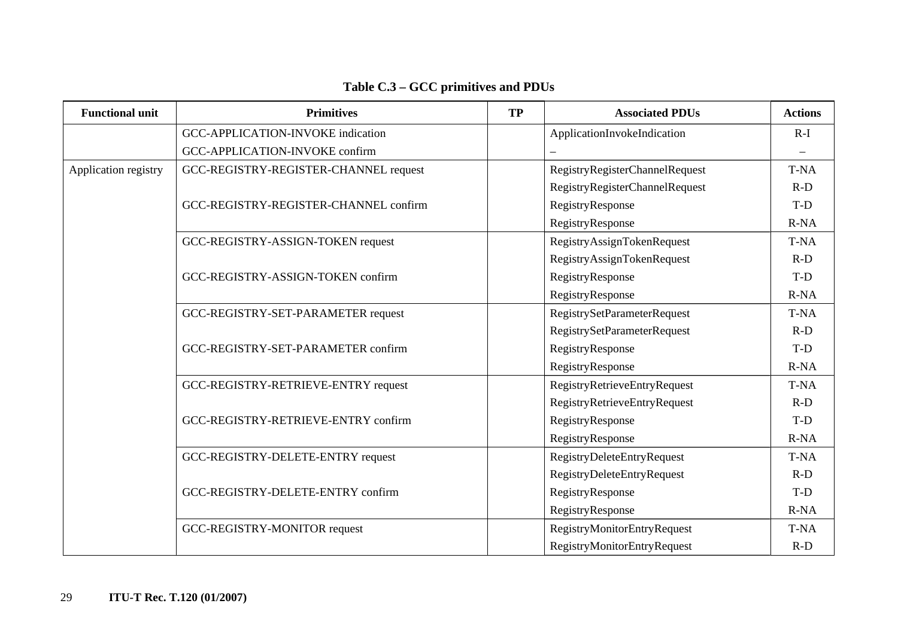**Table C.3 – GCC primitives and PDUs**

| Functional unit | Primitives | TP | Associated PDUs | Actions |
|---|---|---|---|---|
| | GCC-APPLICATION-INVOKE indication | | ApplicationInvokeIndication | R-I |
| | GCC-APPLICATION-INVOKE confirm | | – | – |
| Application registry | GCC-REGISTRY-REGISTER-CHANNEL request | | RegistryRegisterChannelRequest | T-NA |
| | | | RegistryRegisterChannelRequest | R-D |
| | GCC-REGISTRY-REGISTER-CHANNEL confirm | | RegistryResponse | T-D |
| | | | RegistryResponse | R-NA |
| | GCC-REGISTRY-ASSIGN-TOKEN request | | RegistryAssignTokenRequest | T-NA |
| | | | RegistryAssignTokenRequest | R-D |
| | GCC-REGISTRY-ASSIGN-TOKEN confirm | | RegistryResponse | T-D |
| | | | RegistryResponse | R-NA |
| | GCC-REGISTRY-SET-PARAMETER request | | RegistrySetParameterRequest | T-NA |
| | | | RegistrySetParameterRequest | R-D |
| | GCC-REGISTRY-SET-PARAMETER confirm | | RegistryResponse | T-D |
| | | | RegistryResponse | R-NA |
| | GCC-REGISTRY-RETRIEVE-ENTRY request | | RegistryRetrieveEntryRequest | T-NA |
| | | | RegistryRetrieveEntryRequest | R-D |
| | GCC-REGISTRY-RETRIEVE-ENTRY confirm | | RegistryResponse | T-D |
| | | | RegistryResponse | R-NA |
| | GCC-REGISTRY-DELETE-ENTRY request | | RegistryDeleteEntryRequest | T-NA |
| | | | RegistryDeleteEntryRequest | R-D |
| | GCC-REGISTRY-DELETE-ENTRY confirm | | RegistryResponse | T-D |
| | | | RegistryResponse | R-NA |
| | GCC-REGISTRY-MONITOR request | | RegistryMonitorEntryRequest | T-NA |
| | | | RegistryMonitorEntryRequest | R-D |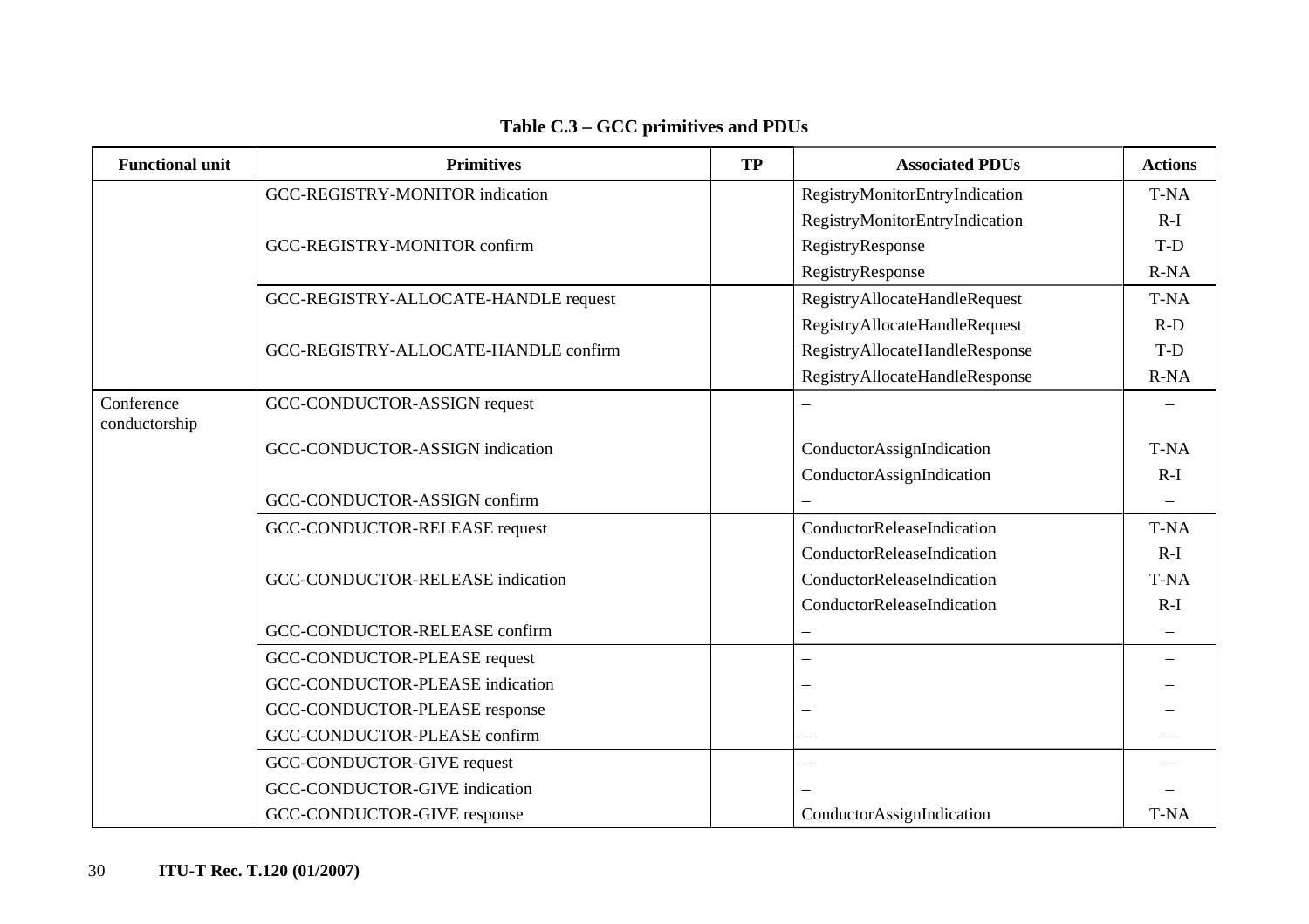**Table C.3 – GCC primitives and PDUs**

| Functional unit | Primitives | TP | Associated PDUs | Actions |
|---|---|---|---|---|
| | GCC-REGISTRY-MONITOR indication | | RegistryMonitorEntryIndication | T-NA |
| | | | RegistryMonitorEntryIndication | R-I |
| | GCC-REGISTRY-MONITOR confirm | | RegistryResponse | T-D |
| | | | RegistryResponse | R-NA |
| | GCC-REGISTRY-ALLOCATE-HANDLE request | | RegistryAllocateHandleRequest | T-NA |
| | | | RegistryAllocateHandleRequest | R-D |
| | GCC-REGISTRY-ALLOCATE-HANDLE confirm | | RegistryAllocateHandleResponse | T-D |
| | | | RegistryAllocateHandleResponse | R-NA |
| Conference conductorship | GCC-CONDUCTOR-ASSIGN request | | – | – |
| | GCC-CONDUCTOR-ASSIGN indication | | ConductorAssignIndication | T-NA |
| | | | ConductorAssignIndication | R-I |
| | GCC-CONDUCTOR-ASSIGN confirm | | – | – |
| | GCC-CONDUCTOR-RELEASE request | | ConductorReleaseIndication | T-NA |
| | | | ConductorReleaseIndication | R-I |
| | GCC-CONDUCTOR-RELEASE indication | | ConductorReleaseIndication | T-NA |
| | | | ConductorReleaseIndication | R-I |
| | GCC-CONDUCTOR-RELEASE confirm | | – | – |
| | GCC-CONDUCTOR-PLEASE request | | – | – |
| | GCC-CONDUCTOR-PLEASE indication | | – | – |
| | GCC-CONDUCTOR-PLEASE response | | – | – |
| | GCC-CONDUCTOR-PLEASE confirm | | – | – |
| | GCC-CONDUCTOR-GIVE request | | – | – |
| | GCC-CONDUCTOR-GIVE indication | | – | – |
| | GCC-CONDUCTOR-GIVE response | | ConductorAssignIndication | T-NA |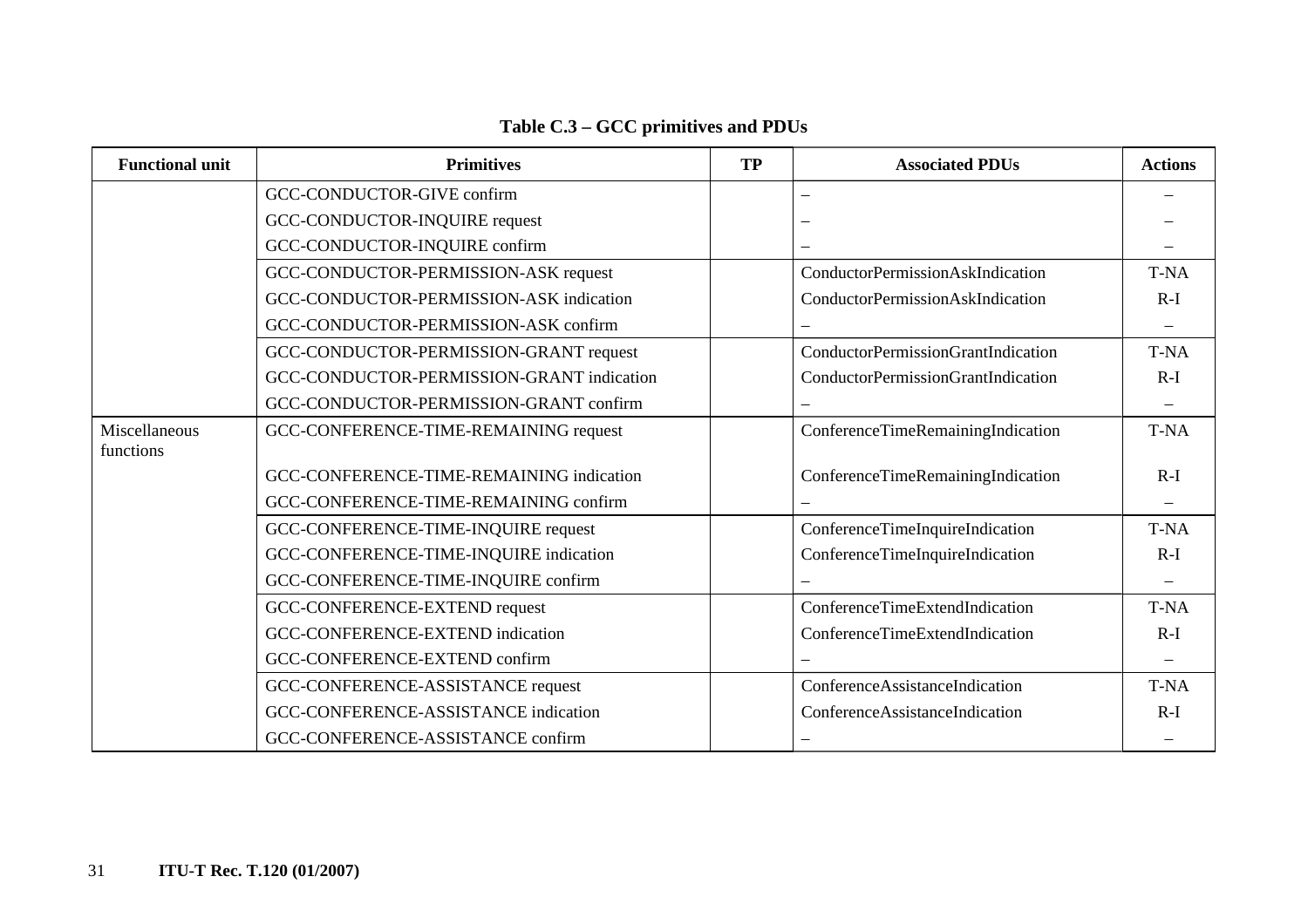**Table C.3 – GCC primitives and PDUs**

| Functional unit | Primitives | TP | Associated PDUs | Actions |
|---|---|---|---|---|
| | GCC-CONDUCTOR-GIVE confirm | | – | – |
| | GCC-CONDUCTOR-INQUIRE request | | – | – |
| | GCC-CONDUCTOR-INQUIRE confirm | | – | – |
| | GCC-CONDUCTOR-PERMISSION-ASK request | | ConductorPermissionAskIndication | T-NA |
| | GCC-CONDUCTOR-PERMISSION-ASK indication | | ConductorPermissionAskIndication | R-I |
| | GCC-CONDUCTOR-PERMISSION-ASK confirm | | – | – |
| | GCC-CONDUCTOR-PERMISSION-GRANT request | | ConductorPermissionGrantIndication | T-NA |
| | GCC-CONDUCTOR-PERMISSION-GRANT indication | | ConductorPermissionGrantIndication | R-I |
| | GCC-CONDUCTOR-PERMISSION-GRANT confirm | | – | – |
| Miscellaneous functions | GCC-CONFERENCE-TIME-REMAINING request | | ConferenceTimeRemainingIndication | T-NA |
| | GCC-CONFERENCE-TIME-REMAINING indication | | ConferenceTimeRemainingIndication | R-I |
| | GCC-CONFERENCE-TIME-REMAINING confirm | | – | – |
| | GCC-CONFERENCE-TIME-INQUIRE request | | ConferenceTimeInquireIndication | T-NA |
| | GCC-CONFERENCE-TIME-INQUIRE indication | | ConferenceTimeInquireIndication | R-I |
| | GCC-CONFERENCE-TIME-INQUIRE confirm | | – | – |
| | GCC-CONFERENCE-EXTEND request | | ConferenceTimeExtendIndication | T-NA |
| | GCC-CONFERENCE-EXTEND indication | | ConferenceTimeExtendIndication | R-I |
| | GCC-CONFERENCE-EXTEND confirm | | – | – |
| | GCC-CONFERENCE-ASSISTANCE request | | ConferenceAssistanceIndication | T-NA |
| | GCC-CONFERENCE-ASSISTANCE indication | | ConferenceAssistanceIndication | R-I |
| | GCC-CONFERENCE-ASSISTANCE confirm | | – | – |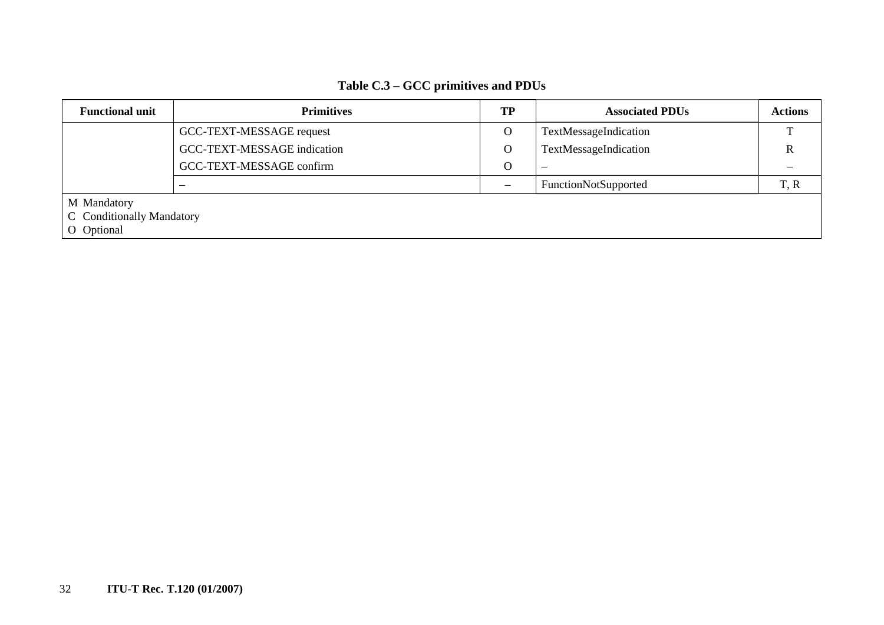**Table C.3 – GCC primitives and PDUs**

| Functional unit | Primitives | TP | Associated PDUs | Actions |
|---|---|---|---|---|
| | GCC-TEXT-MESSAGE request | O | TextMessageIndication | T |
| | GCC-TEXT-MESSAGE indication | O | TextMessageIndication | R |
| | GCC-TEXT-MESSAGE confirm | O | – | – |
| | – | – | FunctionNotSupported | T, R |

M Mandatory
C Conditionally Mandatory
O Optional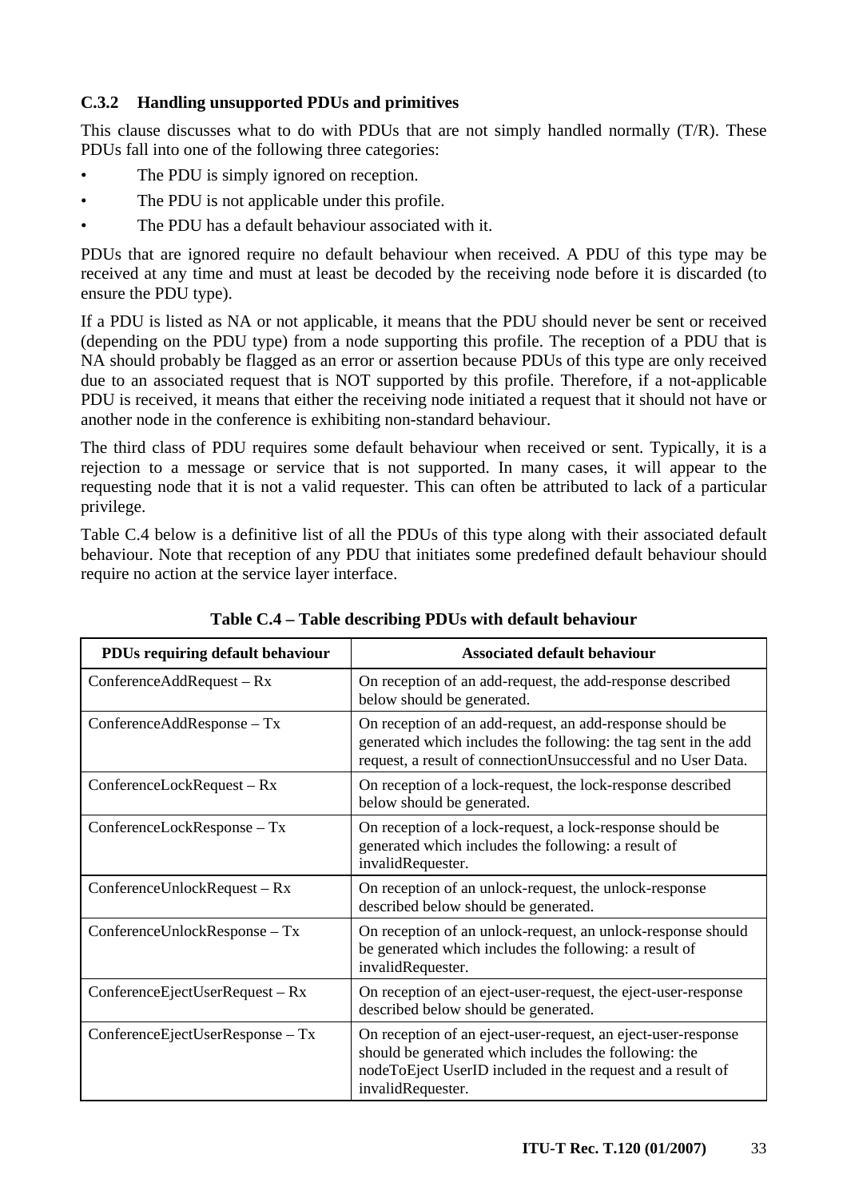### C.3.2 Handling unsupported PDUs and primitives

This clause discusses what to do with PDUs that are not simply handled normally (T/R). These PDUs fall into one of the following three categories:

- The PDU is simply ignored on reception.
- The PDU is not applicable under this profile.
- The PDU has a default behaviour associated with it.

PDUs that are ignored require no default behaviour when received. A PDU of this type may be received at any time and must at least be decoded by the receiving node before it is discarded (to ensure the PDU type).

If a PDU is listed as NA or not applicable, it means that the PDU should never be sent or received (depending on the PDU type) from a node supporting this profile. The reception of a PDU that is NA should probably be flagged as an error or assertion because PDUs of this type are only received due to an associated request that is NOT supported by this profile. Therefore, if a not-applicable PDU is received, it means that either the receiving node initiated a request that it should not have or another node in the conference is exhibiting non-standard behaviour.

The third class of PDU requires some default behaviour when received or sent. Typically, it is a rejection to a message or service that is not supported. In many cases, it will appear to the requesting node that it is not a valid requester. This can often be attributed to lack of a particular privilege.

Table C.4 below is a definitive list of all the PDUs of this type along with their associated default behaviour. Note that reception of any PDU that initiates some predefined default behaviour should require no action at the service layer interface.

**Table C.4 – Table describing PDUs with default behaviour**

| PDUs requiring default behaviour | Associated default behaviour |
|---|---|
| ConferenceAddRequest – Rx | On reception of an add-request, the add-response described below should be generated. |
| ConferenceAddResponse – Tx | On reception of an add-request, an add-response should be generated which includes the following: the tag sent in the add request, a result of connectionUnsuccessful and no User Data. |
| ConferenceLockRequest – Rx | On reception of a lock-request, the lock-response described below should be generated. |
| ConferenceLockResponse – Tx | On reception of a lock-request, a lock-response should be generated which includes the following: a result of invalidRequester. |
| ConferenceUnlockRequest – Rx | On reception of an unlock-request, the unlock-response described below should be generated. |
| ConferenceUnlockResponse – Tx | On reception of an unlock-request, an unlock-response should be generated which includes the following: a result of invalidRequester. |
| ConferenceEjectUserRequest – Rx | On reception of an eject-user-request, the eject-user-response described below should be generated. |
| ConferenceEjectUserResponse – Tx | On reception of an eject-user-request, an eject-user-response should be generated which includes the following: the nodeToEject UserID included in the request and a result of invalidRequester. |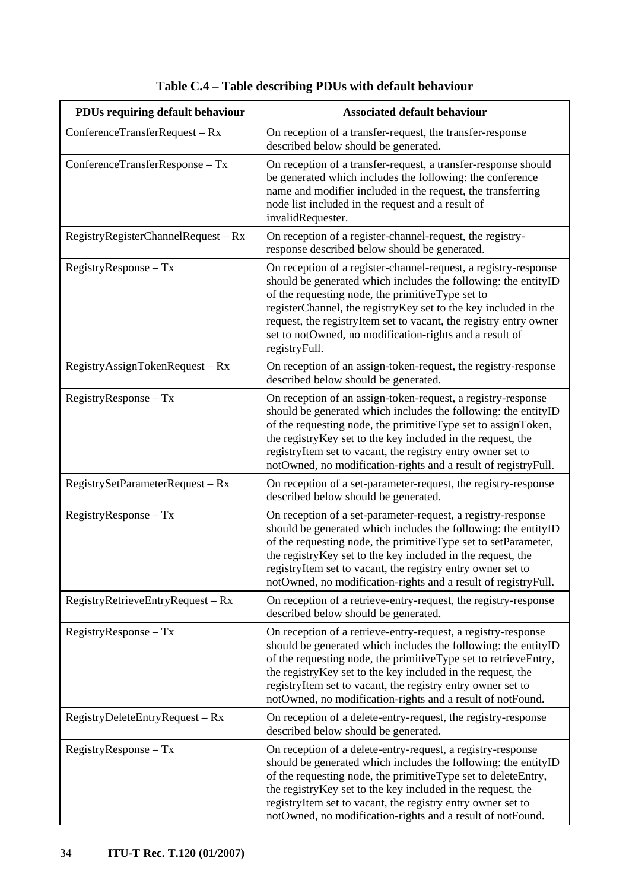**Table C.4 – Table describing PDUs with default behaviour**

| PDUs requiring default behaviour | Associated default behaviour |
|---|---|
| ConferenceTransferRequest – Rx | On reception of a transfer-request, the transfer-response described below should be generated. |
| ConferenceTransferResponse – Tx | On reception of a transfer-request, a transfer-response should be generated which includes the following: the conference name and modifier included in the request, the transferring node list included in the request and a result of invalidRequester. |
| RegistryRegisterChannelRequest – Rx | On reception of a register-channel-request, the registry-response described below should be generated. |
| RegistryResponse – Tx | On reception of a register-channel-request, a registry-response should be generated which includes the following: the entityID of the requesting node, the primitiveType set to registerChannel, the registryKey set to the key included in the request, the registryItem set to vacant, the registry entry owner set to notOwned, no modification-rights and a result of registryFull. |
| RegistryAssignTokenRequest – Rx | On reception of an assign-token-request, the registry-response described below should be generated. |
| RegistryResponse – Tx | On reception of an assign-token-request, a registry-response should be generated which includes the following: the entityID of the requesting node, the primitiveType set to assignToken, the registryKey set to the key included in the request, the registryItem set to vacant, the registry entry owner set to notOwned, no modification-rights and a result of registryFull. |
| RegistrySetParameterRequest – Rx | On reception of a set-parameter-request, the registry-response described below should be generated. |
| RegistryResponse – Tx | On reception of a set-parameter-request, a registry-response should be generated which includes the following: the entityID of the requesting node, the primitiveType set to setParameter, the registryKey set to the key included in the request, the registryItem set to vacant, the registry owner set to notOwned, no modification-rights and a result of registryFull. |
| RegistryRetrieveEntryRequest – Rx | On reception of a retrieve-entry-request, the registry-response described below should be generated. |
| RegistryResponse – Tx | On reception of a retrieve-entry-request, a registry-response should be generated which includes the following: the entityID of the requesting node, the primitiveType set to retrieveEntry, the registryKey set to the key included in the request, the registryItem set to vacant, the registry entry owner set to notOwned, no modification-rights and a result of notFound. |
| RegistryDeleteEntryRequest – Rx | On reception of a delete-entry-request, the registry-response described below should be generated. |
| RegistryResponse – Tx | On reception of a delete-entry-request, a registry-response should be generated which includes the following: the entityID of the requesting node, the primitiveType set to deleteEntry, the registryKey set to the key included in the request, the registryItem set to vacant, the registry entry owner set to notOwned, no modification-rights and a result of notFound. |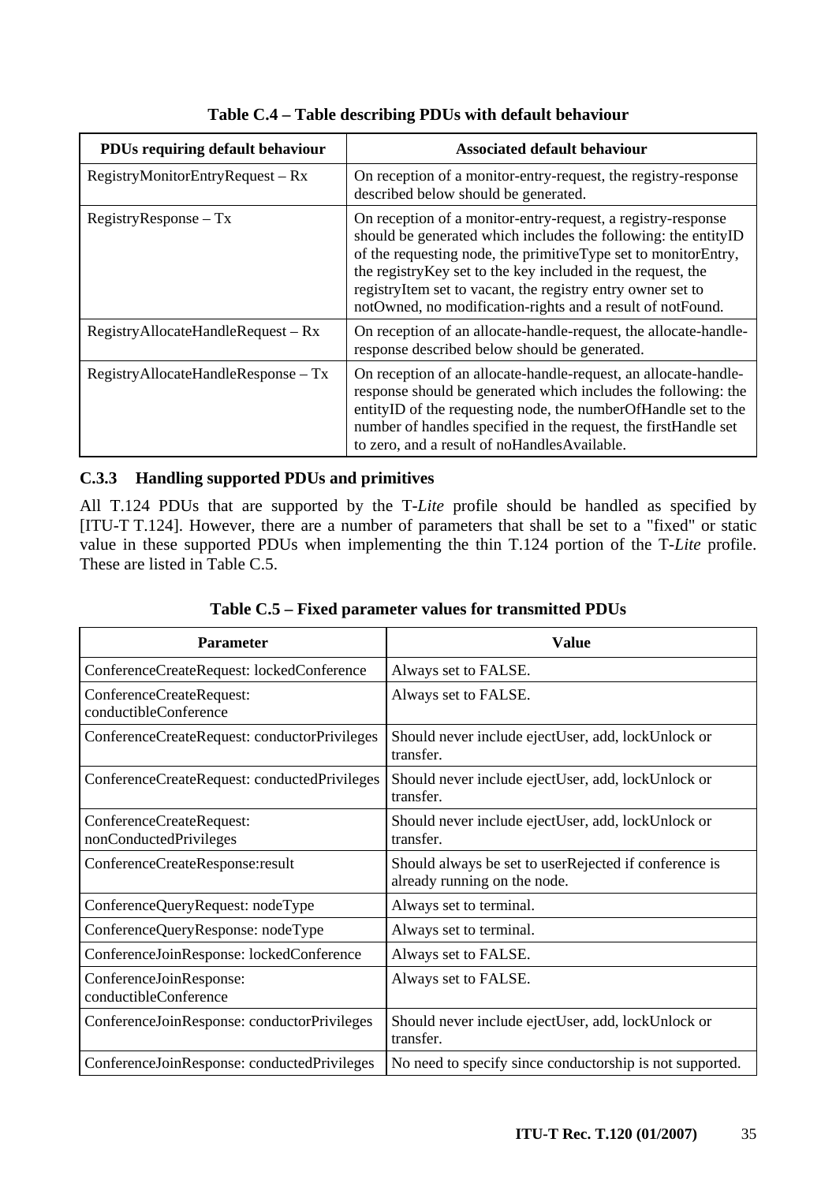**Table C.4 – Table describing PDUs with default behaviour**

| PDUs requiring default behaviour | Associated default behaviour |
|---|---|
| RegistryMonitorEntryRequest – Rx | On reception of a monitor-entry-request, the registry-response described below should be generated. |
| RegistryResponse – Tx | On reception of a monitor-entry-request, a registry-response should be generated which includes the following: the entityID of the requesting node, the primitiveType set to monitorEntry, the registryKey set to the key included in the request, the registryItem set to vacant, the registry entry owner set to notOwned, no modification-rights and a result of notFound. |
| RegistryAllocateHandleRequest – Rx | On reception of an allocate-handle-request, the allocate-handle-response described below should be generated. |
| RegistryAllocateHandleResponse – Tx | On reception of an allocate-handle-request, an allocate-handle-response should be generated which includes the following: the entityID of the requesting node, the numberOfHandle set to the number of handles specified in the request, the firstHandle set to zero, and a result of noHandlesAvailable. |

### C.3.3 Handling supported PDUs and primitives

All T.124 PDUs that are supported by the T-*Lite* profile should be handled as specified by [ITU-T T.124]. However, there are a number of parameters that shall be set to a "fixed" or static value in these supported PDUs when implementing the thin T.124 portion of the T-*Lite* profile. These are listed in Table C.5.

**Table C.5 – Fixed parameter values for transmitted PDUs**

| Parameter | Value |
|---|---|
| ConferenceCreateRequest: lockedConference | Always set to FALSE. |
| ConferenceCreateRequest: conductibleConference | Always set to FALSE. |
| ConferenceCreateRequest: conductorPrivileges | Should never include ejectUser, add, lockUnlock or transfer. |
| ConferenceCreateRequest: conductedPrivileges | Should never include ejectUser, add, lockUnlock or transfer. |
| ConferenceCreateRequest: nonConductedPrivileges | Should never include ejectUser, add, lockUnlock or transfer. |
| ConferenceCreateResponse:result | Should always be set to userRejected if conference is already running on the node. |
| ConferenceQueryRequest: nodeType | Always set to terminal. |
| ConferenceQueryResponse: nodeType | Always set to terminal. |
| ConferenceJoinResponse: lockedConference | Always set to FALSE. |
| ConferenceJoinResponse: conductibleConference | Always set to FALSE. |
| ConferenceJoinResponse: conductorPrivileges | Should never include ejectUser, add, lockUnlock or transfer. |
| ConferenceJoinResponse: conductedPrivileges | No need to specify since conductorship is not supported. |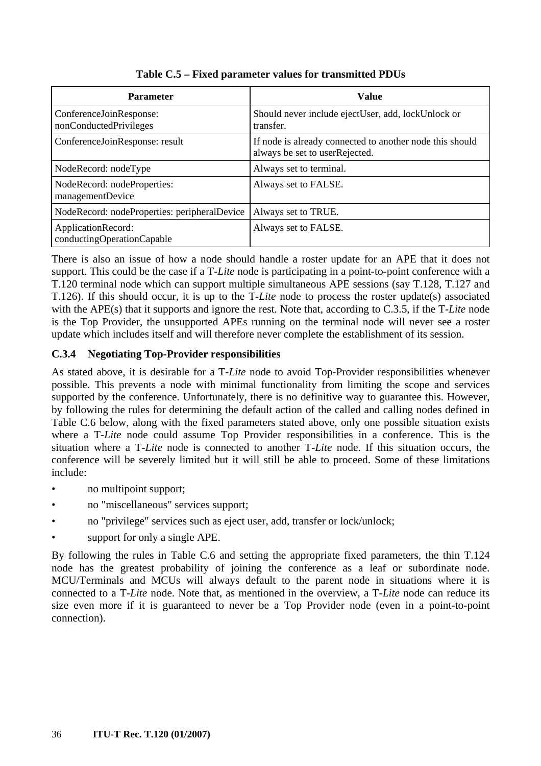**Table C.5 – Fixed parameter values for transmitted PDUs**

| Parameter | Value |
|---|---|
| ConferenceJoinResponse: nonConductedPrivileges | Should never include ejectUser, add, lockUnlock or transfer. |
| ConferenceJoinResponse: result | If node is already connected to another node this should always be set to userRejected. |
| NodeRecord: nodeType | Always set to terminal. |
| NodeRecord: nodeProperties: managementDevice | Always set to FALSE. |
| NodeRecord: nodeProperties: peripheralDevice | Always set to TRUE. |
| ApplicationRecord: conductingOperationCapable | Always set to FALSE. |

There is also an issue of how a node should handle a roster update for an APE that it does not support. This could be the case if a T-*Lite* node is participating in a point-to-point conference with a T.120 terminal node which can support multiple simultaneous APE sessions (say T.128, T.127 and T.126). If this should occur, it is up to the T-*Lite* node to process the roster update(s) associated with the APE(s) that it supports and ignore the rest. Note that, according to C.3.5, if the T-*Lite* node is the Top Provider, the unsupported APEs running on the terminal node will never see a roster update which includes itself and will therefore never complete the establishment of its session.

### C.3.4 Negotiating Top-Provider responsibilities

As stated above, it is desirable for a T-*Lite* node to avoid Top-Provider responsibilities whenever possible. This prevents a node with minimal functionality from limiting the scope and services supported by the conference. Unfortunately, there is no definitive way to guarantee this. However, by following the rules for determining the default action of the called and calling nodes defined in Table C.6 below, along with the fixed parameters stated above, only one possible situation exists where a T-*Lite* node could assume Top Provider responsibilities in a conference. This is the situation where a T-*Lite* node is connected to another T-*Lite* node. If this situation occurs, the conference will be severely limited but it will still be able to proceed. Some of these limitations include:

- no multipoint support;
- no "miscellaneous" services support;
- no "privilege" services such as eject user, add, transfer or lock/unlock;
- support for only a single APE.

By following the rules in Table C.6 and setting the appropriate fixed parameters, the thin T.124 node has the greatest probability of joining the conference as a leaf or subordinate node. MCU/Terminals and MCUs will always default to the parent node in situations where it is connected to a T-*Lite* node. Note that, as mentioned in the overview, a T-*Lite* node can reduce its size even more if it is guaranteed to never be a Top Provider node (even in a point-to-point connection).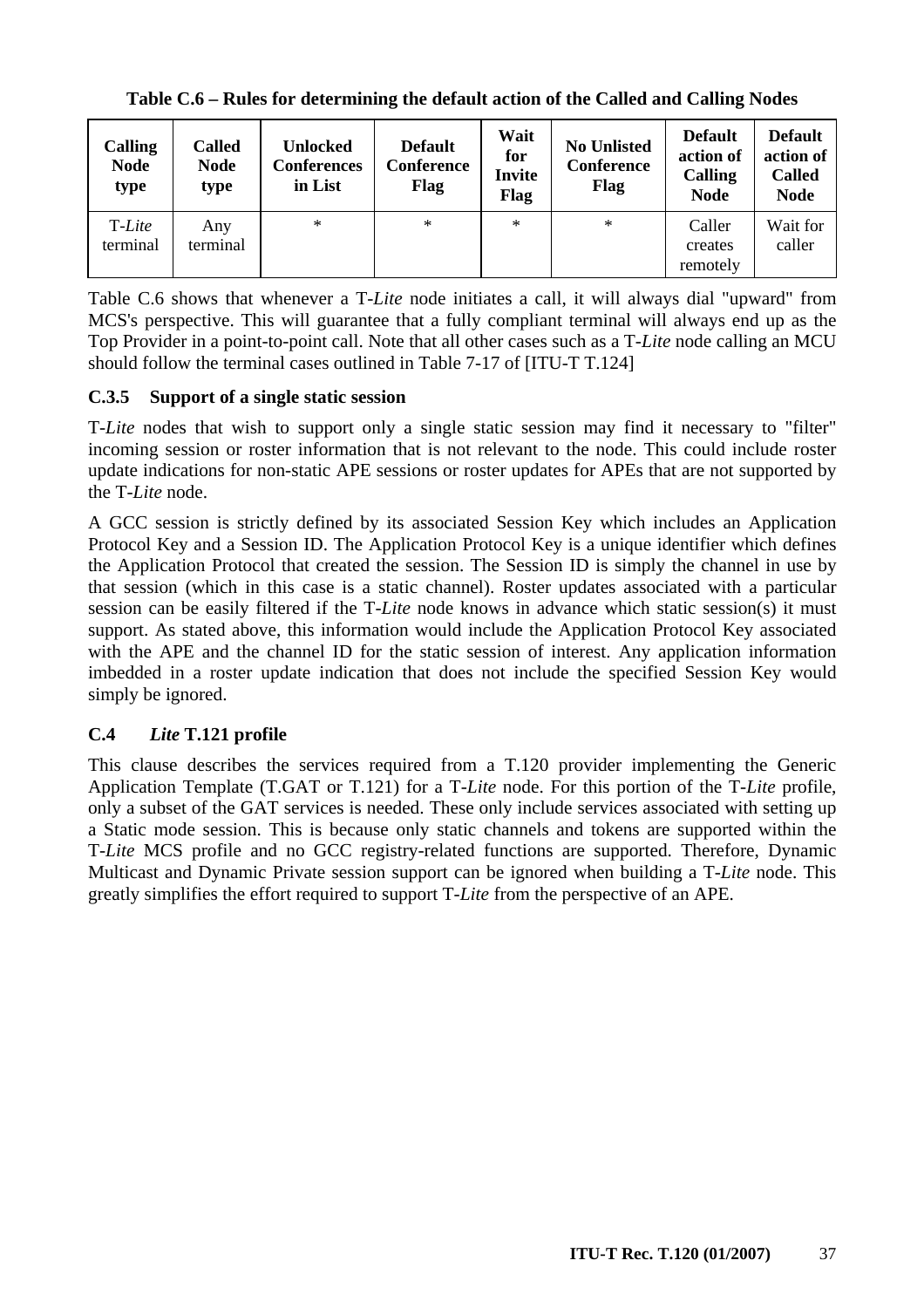**Table C.6 – Rules for determining the default action of the Called and Calling Nodes**

| Calling Node type | Called Node type | Unlocked Conferences in List | Default Conference Flag | Wait for Invite Flag | No Unlisted Conference Flag | Default action of Calling Node | Default action of Called Node |
|---|---|---|---|---|---|---|---|
| T-*Lite* terminal | Any terminal | * | * | * | * | Caller creates remotely | Wait for caller |

Table C.6 shows that whenever a T-*Lite* node initiates a call, it will always dial "upward" from MCS's perspective. This will guarantee that a fully compliant terminal will always end up as the Top Provider in a point-to-point call. Note that all other cases such as a T-*Lite* node calling an MCU should follow the terminal cases outlined in Table 7-17 of [ITU-T T.124]

### C.3.5 Support of a single static session

T-*Lite* nodes that wish to support only a single static session may find it necessary to "filter" incoming session or roster information that is not relevant to the node. This could include roster update indications for non-static APE sessions or roster updates for APEs that are not supported by the T-*Lite* node.

A GCC session is strictly defined by its associated Session Key which includes an Application Protocol Key and a Session ID. The Application Protocol Key is a unique identifier which defines the Application Protocol that created the session. The Session ID is simply the channel in use by that session (which in this case is a static channel). Roster updates associated with a particular session can be easily filtered if the T-*Lite* node knows in advance which static session(s) it must support. As stated above, this information would include the Application Protocol Key associated with the APE and the channel ID for the static session of interest. Any application information imbedded in a roster update indication that does not include the specified Session Key would simply be ignored.

## C.4 *Lite* T.121 profile

This clause describes the services required from a T.120 provider implementing the Generic Application Template (T.GAT or T.121) for a T-*Lite* node. For this portion of the T-*Lite* profile, only a subset of the GAT services is needed. These only include services associated with setting up a Static mode session. This is because only static channels and tokens are supported within the T-*Lite* MCS profile and no GCC registry-related functions are supported. Therefore, Dynamic Multicast and Dynamic Private session support can be ignored when building a T-*Lite* node. This greatly simplifies the effort required to support T-*Lite* from the perspective of an APE.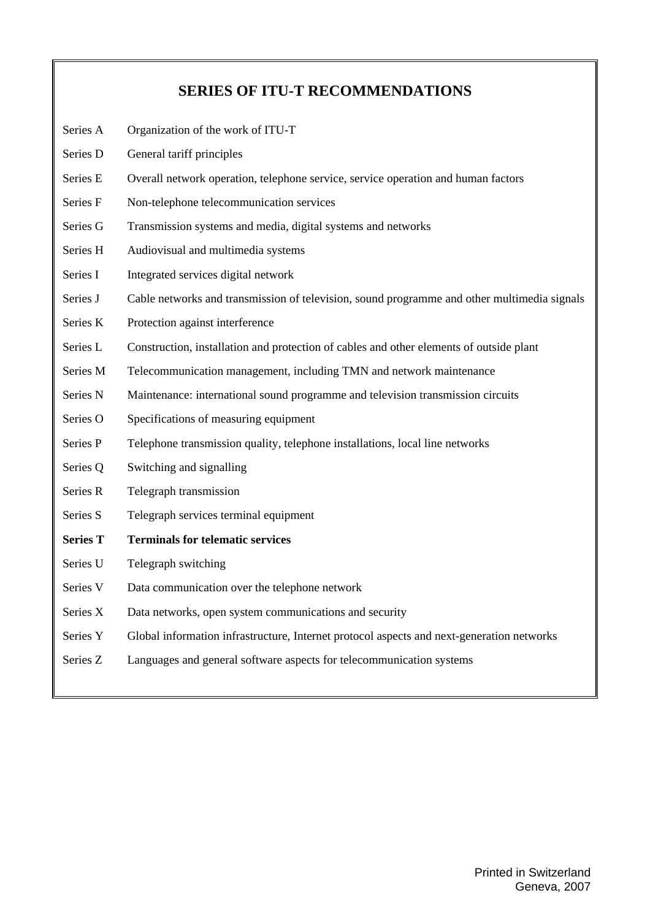## SERIES OF ITU-T RECOMMENDATIONS

| | |
|---|---|
| Series A | Organization of the work of ITU-T |
| Series D | General tariff principles |
| Series E | Overall network operation, telephone service, service operation and human factors |
| Series F | Non-telephone telecommunication services |
| Series G | Transmission systems and media, digital systems and networks |
| Series H | Audiovisual and multimedia systems |
| Series I | Integrated services digital network |
| Series J | Cable networks and transmission of television, sound programme and other multimedia signals |
| Series K | Protection against interference |
| Series L | Construction, installation and protection of cables and other elements of outside plant |
| Series M | Telecommunication management, including TMN and network maintenance |
| Series N | Maintenance: international sound programme and television transmission circuits |
| Series O | Specifications of measuring equipment |
| Series P | Telephone transmission quality, telephone installations, local line networks |
| Series Q | Switching and signalling |
| Series R | Telegraph transmission |
| Series S | Telegraph services terminal equipment |
| **Series T** | **Terminals for telematic services** |
| Series U | Telegraph switching |
| Series V | Data communication over the telephone network |
| Series X | Data networks, open system communications and security |
| Series Y | Global information infrastructure, Internet protocol aspects and next-generation networks |
| Series Z | Languages and general software aspects for telecommunication systems |

Printed in Switzerland
Geneva, 2007